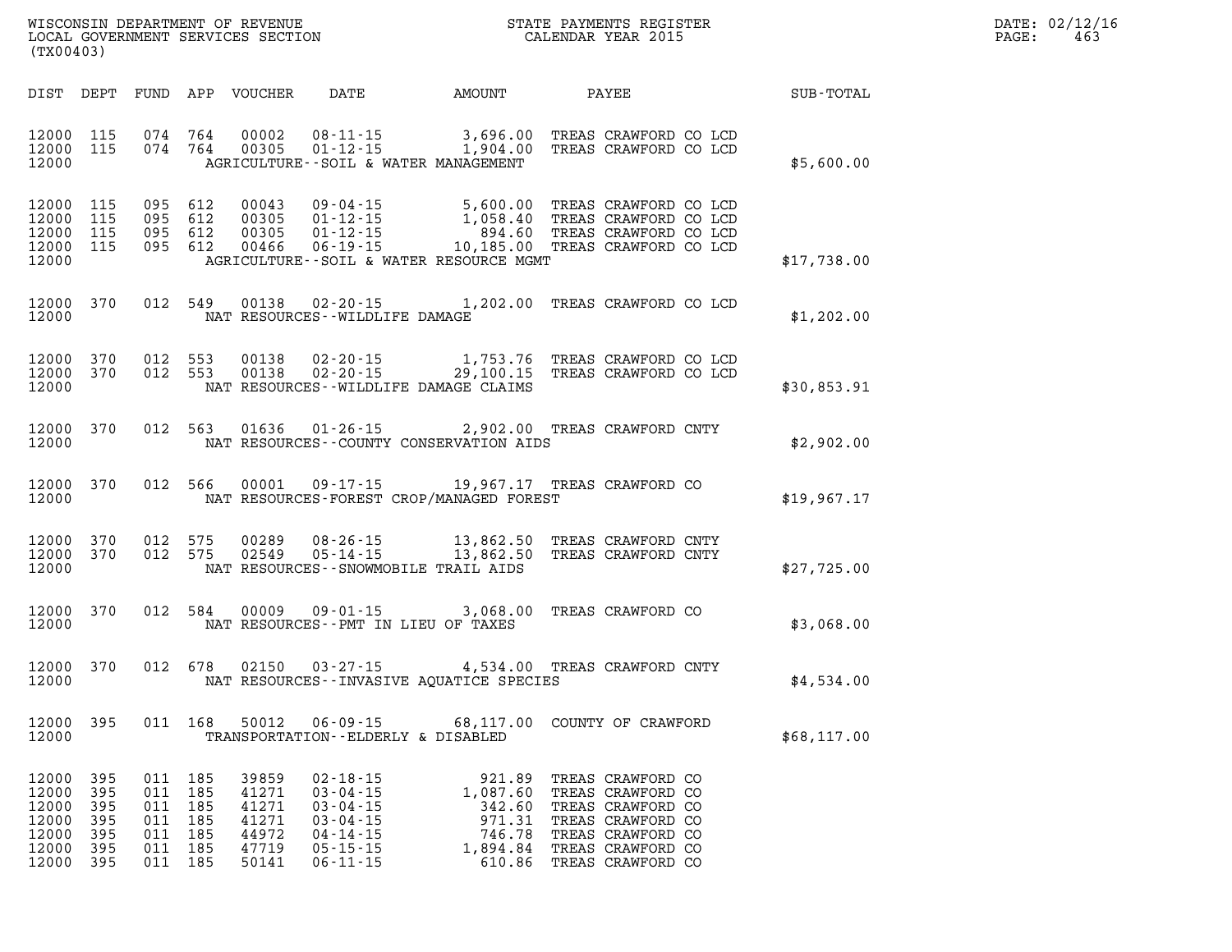WISCONSIN DEPARTMENT OF REVENUE
LOCAL GOVERNMENT SERVICES SECTION
(TX00403)

STATE PAYMENTS REGISTER
CALENDAR YEAR 2015

DATE: 02/12/16
PAGE: 463

| DIST | DEPT | FUND | APP | VOUCHER | DATE | AMOUNT | PAYEE | SUB-TOTAL |
|---|---|---|---|---|---|---|---|---|
| 12000 | 115 | 074 | 764 | 00002 | 08-11-15 | 3,696.00 | TREAS CRAWFORD CO LCD | |
| 12000 | 115 | 074 | 764 | 00305 | 01-12-15 | 1,904.00 | TREAS CRAWFORD CO LCD | |
| 12000 | | | | | AGRICULTURE--SOIL & WATER MANAGEMENT | | | $5,600.00 |
| 12000 | 115 | 095 | 612 | 00043 | 09-04-15 | 5,600.00 | TREAS CRAWFORD CO LCD | |
| 12000 | 115 | 095 | 612 | 00305 | 01-12-15 | 1,058.40 | TREAS CRAWFORD CO LCD | |
| 12000 | 115 | 095 | 612 | 00305 | 01-12-15 | 894.60 | TREAS CRAWFORD CO LCD | |
| 12000 | 115 | 095 | 612 | 00466 | 06-19-15 | 10,185.00 | TREAS CRAWFORD CO LCD | |
| 12000 | | | | | AGRICULTURE--SOIL & WATER RESOURCE MGMT | | | $17,738.00 |
| 12000 | 370 | 012 | 549 | 00138 | 02-20-15 | 1,202.00 | TREAS CRAWFORD CO LCD | |
| 12000 | | | | | NAT RESOURCES--WILDLIFE DAMAGE | | | $1,202.00 |
| 12000 | 370 | 012 | 553 | 00138 | 02-20-15 | 1,753.76 | TREAS CRAWFORD CO LCD | |
| 12000 | 370 | 012 | 553 | 00138 | 02-20-15 | 29,100.15 | TREAS CRAWFORD CO LCD | |
| 12000 | | | | | NAT RESOURCES--WILDLIFE DAMAGE CLAIMS | | | $30,853.91 |
| 12000 | 370 | 012 | 563 | 01636 | 01-26-15 | 2,902.00 | TREAS CRAWFORD CNTY | |
| 12000 | | | | | NAT RESOURCES--COUNTY CONSERVATION AIDS | | | $2,902.00 |
| 12000 | 370 | 012 | 566 | 00001 | 09-17-15 | 19,967.17 | TREAS CRAWFORD CO | |
| 12000 | | | | | NAT RESOURCES-FOREST CROP/MANAGED FOREST | | | $19,967.17 |
| 12000 | 370 | 012 | 575 | 00289 | 08-26-15 | 13,862.50 | TREAS CRAWFORD CNTY | |
| 12000 | 370 | 012 | 575 | 02549 | 05-14-15 | 13,862.50 | TREAS CRAWFORD CNTY | |
| 12000 | | | | | NAT RESOURCES--SNOWMOBILE TRAIL AIDS | | | $27,725.00 |
| 12000 | 370 | 012 | 584 | 00009 | 09-01-15 | 3,068.00 | TREAS CRAWFORD CO | |
| 12000 | | | | | NAT RESOURCES--PMT IN LIEU OF TAXES | | | $3,068.00 |
| 12000 | 370 | 012 | 678 | 02150 | 03-27-15 | 4,534.00 | TREAS CRAWFORD CNTY | |
| 12000 | | | | | NAT RESOURCES--INVASIVE AQUATICE SPECIES | | | $4,534.00 |
| 12000 | 395 | 011 | 168 | 50012 | 06-09-15 | 68,117.00 | COUNTY OF CRAWFORD | |
| 12000 | | | | | TRANSPORTATION--ELDERLY & DISABLED | | | $68,117.00 |
| 12000 | 395 | 011 | 185 | 39859 | 02-18-15 | 921.89 | TREAS CRAWFORD CO | |
| 12000 | 395 | 011 | 185 | 41271 | 03-04-15 | 1,087.60 | TREAS CRAWFORD CO | |
| 12000 | 395 | 011 | 185 | 41271 | 03-04-15 | 342.60 | TREAS CRAWFORD CO | |
| 12000 | 395 | 011 | 185 | 41271 | 03-04-15 | 971.31 | TREAS CRAWFORD CO | |
| 12000 | 395 | 011 | 185 | 44972 | 04-14-15 | 746.78 | TREAS CRAWFORD CO | |
| 12000 | 395 | 011 | 185 | 47719 | 05-15-15 | 1,894.84 | TREAS CRAWFORD CO | |
| 12000 | 395 | 011 | 185 | 50141 | 06-11-15 | 610.86 | TREAS CRAWFORD CO | |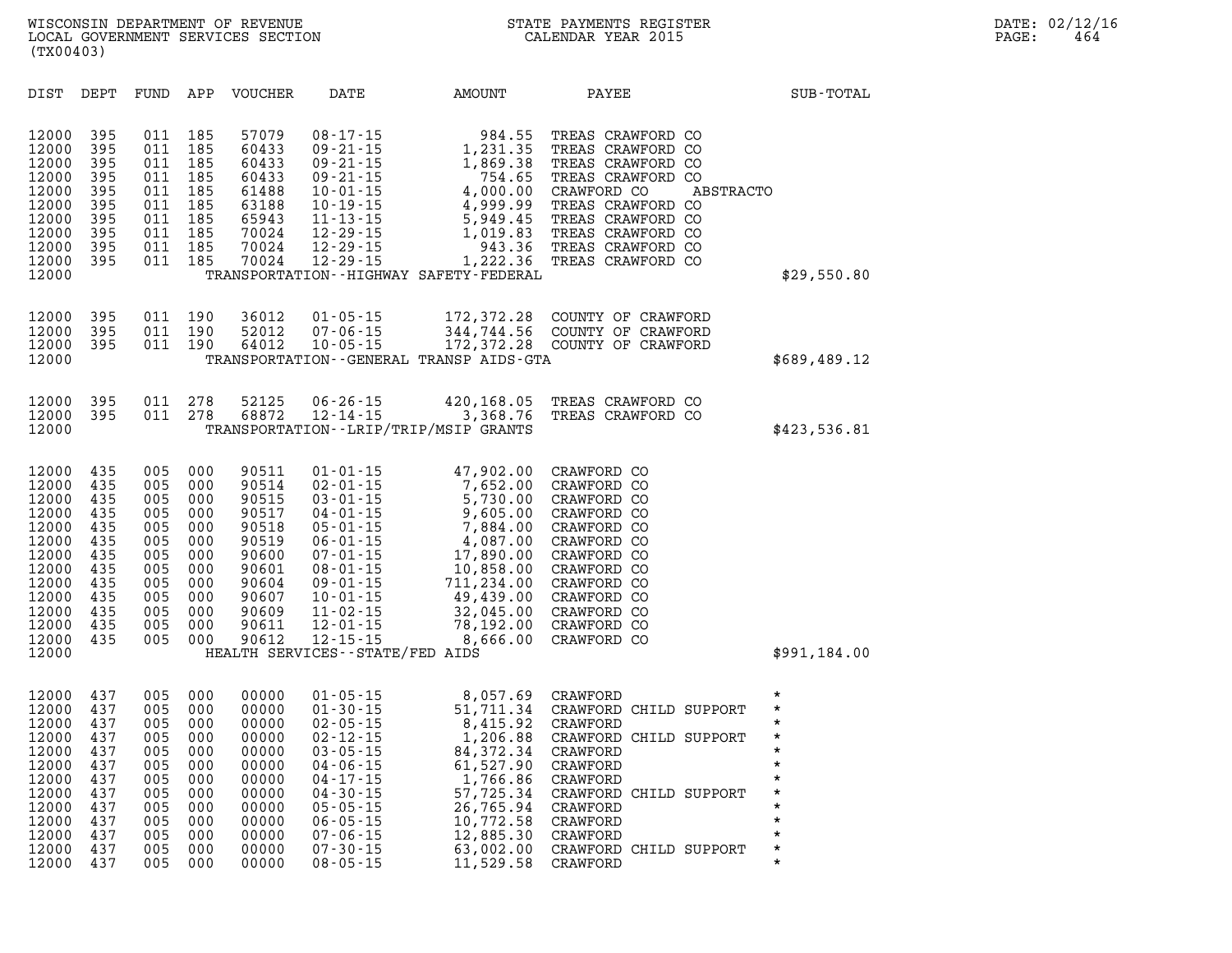WISCONSIN DEPARTMENT OF REVENUE
LOCAL GOVERNMENT SERVICES SECTION
(TX00403)

STATE PAYMENTS REGISTER
CALENDAR YEAR 2015

DATE: 02/12/16

| DIST | DEPT | FUND | APP | VOUCHER | DATE | AMOUNT | PAYEE | SUB-TOTAL |
|---|---|---|---|---|---|---|---|---|
| 12000 | 395 | 011 | 185 | 57079 | 08-17-15 | 984.55 | TREAS CRAWFORD CO | |
| 12000 | 395 | 011 | 185 | 60433 | 09-21-15 | 1,231.35 | TREAS CRAWFORD CO | |
| 12000 | 395 | 011 | 185 | 60433 | 09-21-15 | 1,869.38 | TREAS CRAWFORD CO | |
| 12000 | 395 | 011 | 185 | 60433 | 09-21-15 | 754.65 | TREAS CRAWFORD CO | |
| 12000 | 395 | 011 | 185 | 61488 | 10-01-15 | 4,000.00 | CRAWFORD CO ABSTRACTO | |
| 12000 | 395 | 011 | 185 | 63188 | 10-19-15 | 4,999.99 | TREAS CRAWFORD CO | |
| 12000 | 395 | 011 | 185 | 65943 | 11-13-15 | 5,949.45 | TREAS CRAWFORD CO | |
| 12000 | 395 | 011 | 185 | 70024 | 12-29-15 | 1,019.83 | TREAS CRAWFORD CO | |
| 12000 | 395 | 011 | 185 | 70024 | 12-29-15 | 943.36 | TREAS CRAWFORD CO | |
| 12000 | 395 | 011 | 185 | 70024 | 12-29-15 | 1,222.36 | TREAS CRAWFORD CO | |
| 12000 | | | | | TRANSPORTATION--HIGHWAY SAFETY-FEDERAL | | | $29,550.80 |
| 12000 | 395 | 011 | 190 | 36012 | 01-05-15 | 172,372.28 | COUNTY OF CRAWFORD | |
| 12000 | 395 | 011 | 190 | 52012 | 07-06-15 | 344,744.56 | COUNTY OF CRAWFORD | |
| 12000 | 395 | 011 | 190 | 64012 | 10-05-15 | 172,372.28 | COUNTY OF CRAWFORD | |
| 12000 | | | | | TRANSPORTATION--GENERAL TRANSP AIDS-GTA | | | $689,489.12 |
| 12000 | 395 | 011 | 278 | 52125 | 06-26-15 | 420,168.05 | TREAS CRAWFORD CO | |
| 12000 | 395 | 011 | 278 | 68872 | 12-14-15 | 3,368.76 | TREAS CRAWFORD CO | |
| 12000 | | | | | TRANSPORTATION--LRIP/TRIP/MSIP GRANTS | | | $423,536.81 |
| 12000 | 435 | 005 | 000 | 90511 | 01-01-15 | 47,902.00 | CRAWFORD CO | |
| 12000 | 435 | 005 | 000 | 90514 | 02-01-15 | 7,652.00 | CRAWFORD CO | |
| 12000 | 435 | 005 | 000 | 90515 | 03-01-15 | 5,730.00 | CRAWFORD CO | |
| 12000 | 435 | 005 | 000 | 90517 | 04-01-15 | 9,605.00 | CRAWFORD CO | |
| 12000 | 435 | 005 | 000 | 90518 | 05-01-15 | 7,884.00 | CRAWFORD CO | |
| 12000 | 435 | 005 | 000 | 90519 | 06-01-15 | 4,087.00 | CRAWFORD CO | |
| 12000 | 435 | 005 | 000 | 90600 | 07-01-15 | 17,890.00 | CRAWFORD CO | |
| 12000 | 435 | 005 | 000 | 90601 | 08-01-15 | 10,858.00 | CRAWFORD CO | |
| 12000 | 435 | 005 | 000 | 90604 | 09-01-15 | 711,234.00 | CRAWFORD CO | |
| 12000 | 435 | 005 | 000 | 90607 | 10-01-15 | 49,439.00 | CRAWFORD CO | |
| 12000 | 435 | 005 | 000 | 90609 | 11-02-15 | 32,045.00 | CRAWFORD CO | |
| 12000 | 435 | 005 | 000 | 90611 | 12-01-15 | 78,192.00 | CRAWFORD CO | |
| 12000 | 435 | 005 | 000 | 90612 | 12-15-15 | 8,666.00 | CRAWFORD CO | |
| 12000 | | | | | HEALTH SERVICES--STATE/FED AIDS | | | $991,184.00 |
| 12000 | 437 | 005 | 000 | 00000 | 01-05-15 | 8,057.69 | CRAWFORD | * |
| 12000 | 437 | 005 | 000 | 00000 | 01-30-15 | 51,711.34 | CRAWFORD CHILD SUPPORT | * |
| 12000 | 437 | 005 | 000 | 00000 | 02-05-15 | 8,415.92 | CRAWFORD | * |
| 12000 | 437 | 005 | 000 | 00000 | 02-12-15 | 1,206.88 | CRAWFORD CHILD SUPPORT | * |
| 12000 | 437 | 005 | 000 | 00000 | 03-05-15 | 84,372.34 | CRAWFORD | * |
| 12000 | 437 | 005 | 000 | 00000 | 04-06-15 | 61,527.90 | CRAWFORD | * |
| 12000 | 437 | 005 | 000 | 00000 | 04-17-15 | 1,766.86 | CRAWFORD | * |
| 12000 | 437 | 005 | 000 | 00000 | 04-30-15 | 57,725.34 | CRAWFORD CHILD SUPPORT | * |
| 12000 | 437 | 005 | 000 | 00000 | 05-05-15 | 26,765.94 | CRAWFORD | * |
| 12000 | 437 | 005 | 000 | 00000 | 06-05-15 | 10,772.58 | CRAWFORD | * |
| 12000 | 437 | 005 | 000 | 00000 | 07-06-15 | 12,885.30 | CRAWFORD | * |
| 12000 | 437 | 005 | 000 | 00000 | 07-30-15 | 63,002.00 | CRAWFORD CHILD SUPPORT | * |
| 12000 | 437 | 005 | 000 | 00000 | 08-05-15 | 11,529.58 | CRAWFORD | * |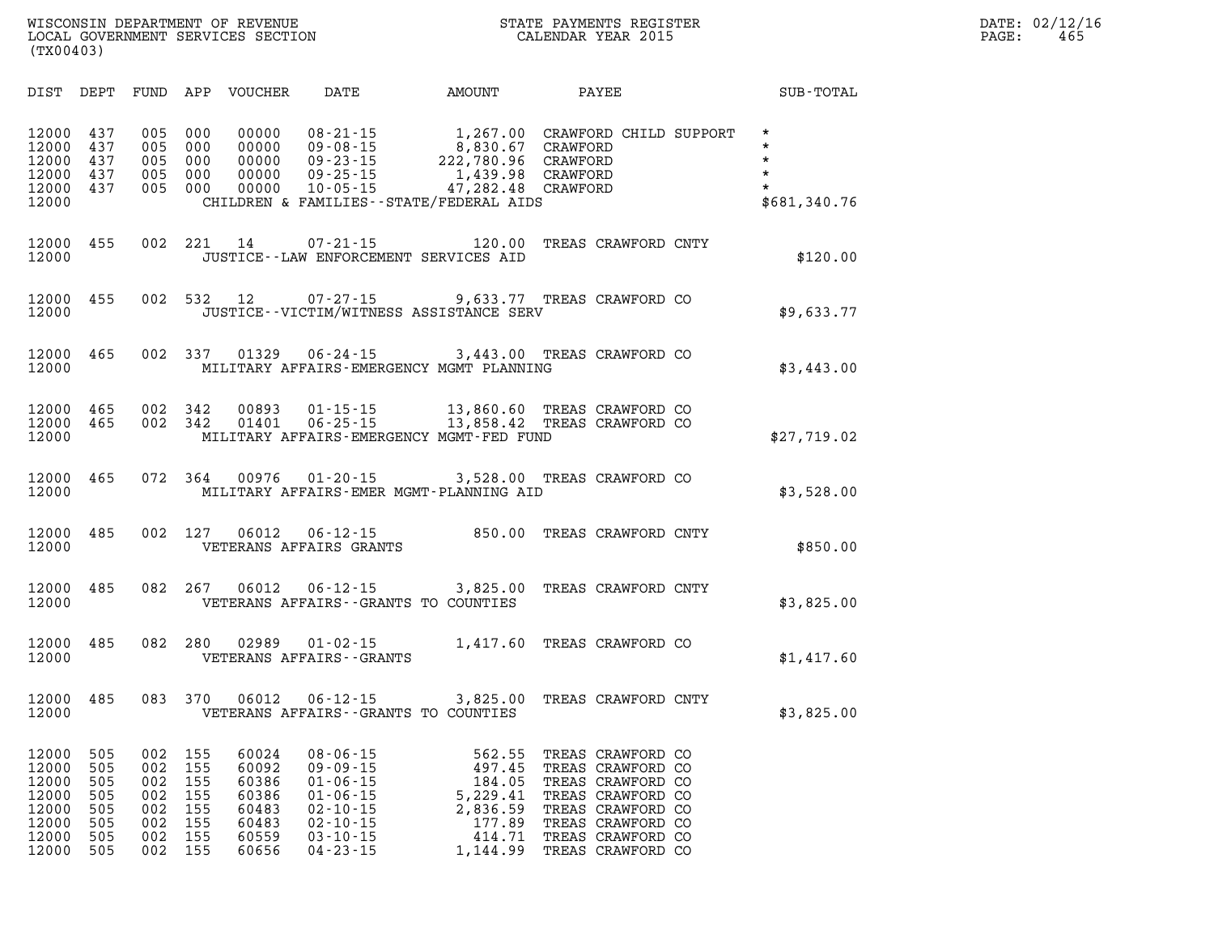WISCONSIN DEPARTMENT OF REVENUE
LOCAL GOVERNMENT SERVICES SECTION
(TX00403)

STATE PAYMENTS REGISTER
CALENDAR YEAR 2015

DATE: 02/12/16

| DIST | DEPT | FUND | APP | VOUCHER | DATE | AMOUNT | PAYEE | SUB-TOTAL |
|---|---|---|---|---|---|---|---|---|
| 12000 | 437 | 005 | 000 | 00000 | 08-21-15 | 1,267.00 | CRAWFORD CHILD SUPPORT | * |
| 12000 | 437 | 005 | 000 | 00000 | 09-08-15 | 8,830.67 | CRAWFORD | * |
| 12000 | 437 | 005 | 000 | 00000 | 09-23-15 | 222,780.96 | CRAWFORD | * |
| 12000 | 437 | 005 | 000 | 00000 | 09-25-15 | 1,439.98 | CRAWFORD | * |
| 12000 | 437 | 005 | 000 | 00000 | 10-05-15 | 47,282.48 | CRAWFORD | * |
| 12000 | | | | | CHILDREN & FAMILIES--STATE/FEDERAL AIDS | | | $681,340.76 |
| 12000 | 455 | 002 | 221 | 14 | 07-21-15 | 120.00 | TREAS CRAWFORD CNTY | |
| 12000 | | | | | JUSTICE--LAW ENFORCEMENT SERVICES AID | | | $120.00 |
| 12000 | 455 | 002 | 532 | 12 | 07-27-15 | 9,633.77 | TREAS CRAWFORD CO | |
| 12000 | | | | | JUSTICE--VICTIM/WITNESS ASSISTANCE SERV | | | $9,633.77 |
| 12000 | 465 | 002 | 337 | 01329 | 06-24-15 | 3,443.00 | TREAS CRAWFORD CO | |
| 12000 | | | | | MILITARY AFFAIRS-EMERGENCY MGMT PLANNING | | | $3,443.00 |
| 12000 | 465 | 002 | 342 | 00893 | 01-15-15 | 13,860.60 | TREAS CRAWFORD CO | |
| 12000 | 465 | 002 | 342 | 01401 | 06-25-15 | 13,858.42 | TREAS CRAWFORD CO | |
| 12000 | | | | | MILITARY AFFAIRS-EMERGENCY MGMT-FED FUND | | | $27,719.02 |
| 12000 | 465 | 072 | 364 | 00976 | 01-20-15 | 3,528.00 | TREAS CRAWFORD CO | |
| 12000 | | | | | MILITARY AFFAIRS-EMER MGMT-PLANNING AID | | | $3,528.00 |
| 12000 | 485 | 002 | 127 | 06012 | 06-12-15 | 850.00 | TREAS CRAWFORD CNTY | |
| 12000 | | | | | VETERANS AFFAIRS GRANTS | | | $850.00 |
| 12000 | 485 | 082 | 267 | 06012 | 06-12-15 | 3,825.00 | TREAS CRAWFORD CNTY | |
| 12000 | | | | | VETERANS AFFAIRS--GRANTS TO COUNTIES | | | $3,825.00 |
| 12000 | 485 | 082 | 280 | 02989 | 01-02-15 | 1,417.60 | TREAS CRAWFORD CO | |
| 12000 | | | | | VETERANS AFFAIRS--GRANTS | | | $1,417.60 |
| 12000 | 485 | 083 | 370 | 06012 | 06-12-15 | 3,825.00 | TREAS CRAWFORD CNTY | |
| 12000 | | | | | VETERANS AFFAIRS--GRANTS TO COUNTIES | | | $3,825.00 |
| 12000 | 505 | 002 | 155 | 60024 | 08-06-15 | 562.55 | TREAS CRAWFORD CO | |
| 12000 | 505 | 002 | 155 | 60092 | 09-09-15 | 497.45 | TREAS CRAWFORD CO | |
| 12000 | 505 | 002 | 155 | 60386 | 01-06-15 | 184.05 | TREAS CRAWFORD CO | |
| 12000 | 505 | 002 | 155 | 60386 | 01-06-15 | 5,229.41 | TREAS CRAWFORD CO | |
| 12000 | 505 | 002 | 155 | 60483 | 02-10-15 | 2,836.59 | TREAS CRAWFORD CO | |
| 12000 | 505 | 002 | 155 | 60483 | 02-10-15 | 177.89 | TREAS CRAWFORD CO | |
| 12000 | 505 | 002 | 155 | 60559 | 03-10-15 | 414.71 | TREAS CRAWFORD CO | |
| 12000 | 505 | 002 | 155 | 60656 | 04-23-15 | 1,144.99 | TREAS CRAWFORD CO | |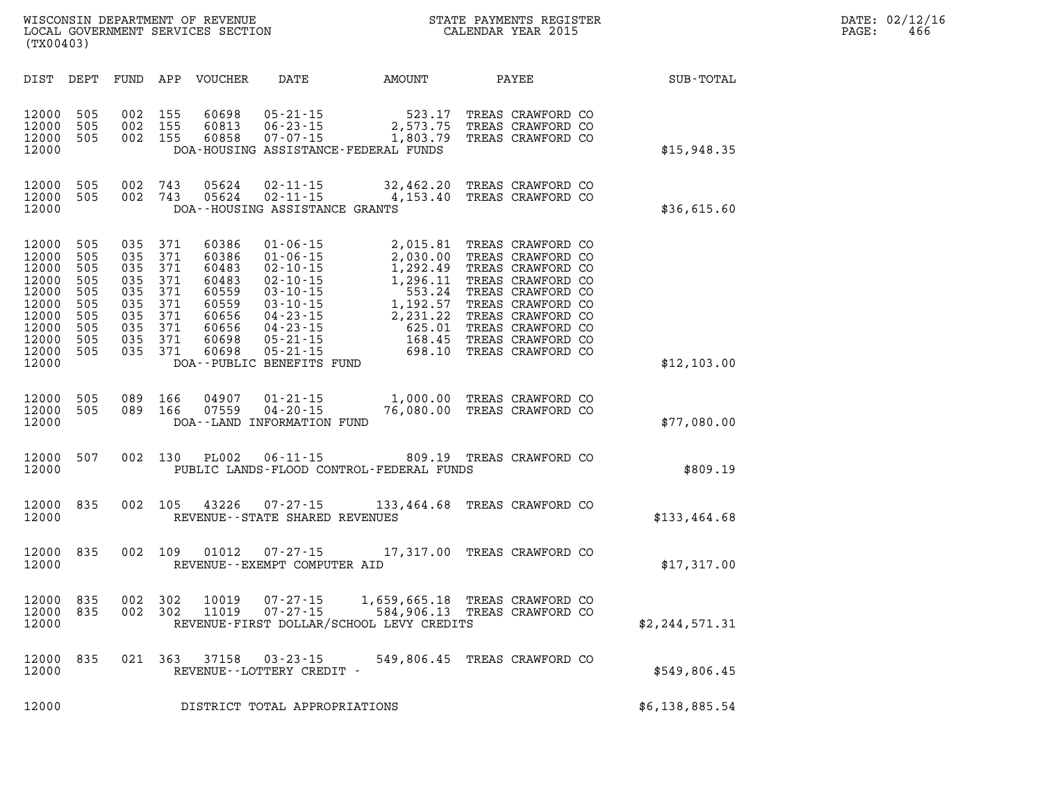WISCONSIN DEPARTMENT OF REVENUE
LOCAL GOVERNMENT SERVICES SECTION
(TX00403)

STATE PAYMENTS REGISTER
CALENDAR YEAR 2015

DATE: 02/12/16
PAGE: 466

| DIST | DEPT | FUND | APP | VOUCHER | DATE | AMOUNT | PAYEE | SUB-TOTAL |
|---|---|---|---|---|---|---|---|---|
| 12000 | 505 | 002 | 155 | 60698 | 05-21-15 | 523.17 | TREAS CRAWFORD CO | |
| 12000 | 505 | 002 | 155 | 60813 | 06-23-15 | 2,573.75 | TREAS CRAWFORD CO | |
| 12000 | 505 | 002 | 155 | 60858 | 07-07-15 | 1,803.79 | TREAS CRAWFORD CO | |
| 12000 | | | | | DOA-HOUSING ASSISTANCE-FEDERAL FUNDS | | | $15,948.35 |
| 12000 | 505 | 002 | 743 | 05624 | 02-11-15 | 32,462.20 | TREAS CRAWFORD CO | |
| 12000 | 505 | 002 | 743 | 05624 | 02-11-15 | 4,153.40 | TREAS CRAWFORD CO | |
| 12000 | | | | | DOA--HOUSING ASSISTANCE GRANTS | | | $36,615.60 |
| 12000 | 505 | 035 | 371 | 60386 | 01-06-15 | 2,015.81 | TREAS CRAWFORD CO | |
| 12000 | 505 | 035 | 371 | 60386 | 01-06-15 | 2,030.00 | TREAS CRAWFORD CO | |
| 12000 | 505 | 035 | 371 | 60483 | 02-10-15 | 1,292.49 | TREAS CRAWFORD CO | |
| 12000 | 505 | 035 | 371 | 60483 | 02-10-15 | 1,296.11 | TREAS CRAWFORD CO | |
| 12000 | 505 | 035 | 371 | 60559 | 03-10-15 | 553.24 | TREAS CRAWFORD CO | |
| 12000 | 505 | 035 | 371 | 60559 | 03-10-15 | 1,192.57 | TREAS CRAWFORD CO | |
| 12000 | 505 | 035 | 371 | 60656 | 04-23-15 | 2,231.22 | TREAS CRAWFORD CO | |
| 12000 | 505 | 035 | 371 | 60656 | 04-23-15 | 625.01 | TREAS CRAWFORD CO | |
| 12000 | 505 | 035 | 371 | 60698 | 05-21-15 | 168.45 | TREAS CRAWFORD CO | |
| 12000 | 505 | 035 | 371 | 60698 | 05-21-15 | 698.10 | TREAS CRAWFORD CO | |
| 12000 | | | | | DOA--PUBLIC BENEFITS FUND | | | $12,103.00 |
| 12000 | 505 | 089 | 166 | 04907 | 01-21-15 | 1,000.00 | TREAS CRAWFORD CO | |
| 12000 | 505 | 089 | 166 | 07559 | 04-20-15 | 76,080.00 | TREAS CRAWFORD CO | |
| 12000 | | | | | DOA--LAND INFORMATION FUND | | | $77,080.00 |
| 12000 | 507 | 002 | 130 | PL002 | 06-11-15 | 809.19 | TREAS CRAWFORD CO | |
| 12000 | | | | | PUBLIC LANDS-FLOOD CONTROL-FEDERAL FUNDS | | | $809.19 |
| 12000 | 835 | 002 | 105 | 43226 | 07-27-15 | 133,464.68 | TREAS CRAWFORD CO | |
| 12000 | | | | | REVENUE--STATE SHARED REVENUES | | | $133,464.68 |
| 12000 | 835 | 002 | 109 | 01012 | 07-27-15 | 17,317.00 | TREAS CRAWFORD CO | |
| 12000 | | | | | REVENUE--EXEMPT COMPUTER AID | | | $17,317.00 |
| 12000 | 835 | 002 | 302 | 10019 | 07-27-15 | 1,659,665.18 | TREAS CRAWFORD CO | |
| 12000 | 835 | 002 | 302 | 11019 | 07-27-15 | 584,906.13 | TREAS CRAWFORD CO | |
| 12000 | | | | | REVENUE-FIRST DOLLAR/SCHOOL LEVY CREDITS | | | $2,244,571.31 |
| 12000 | 835 | 021 | 363 | 37158 | 03-23-15 | 549,806.45 | TREAS CRAWFORD CO | |
| 12000 | | | | | REVENUE--LOTTERY CREDIT - | | | $549,806.45 |
| 12000 | | | | | DISTRICT TOTAL APPROPRIATIONS | | | $6,138,885.54 |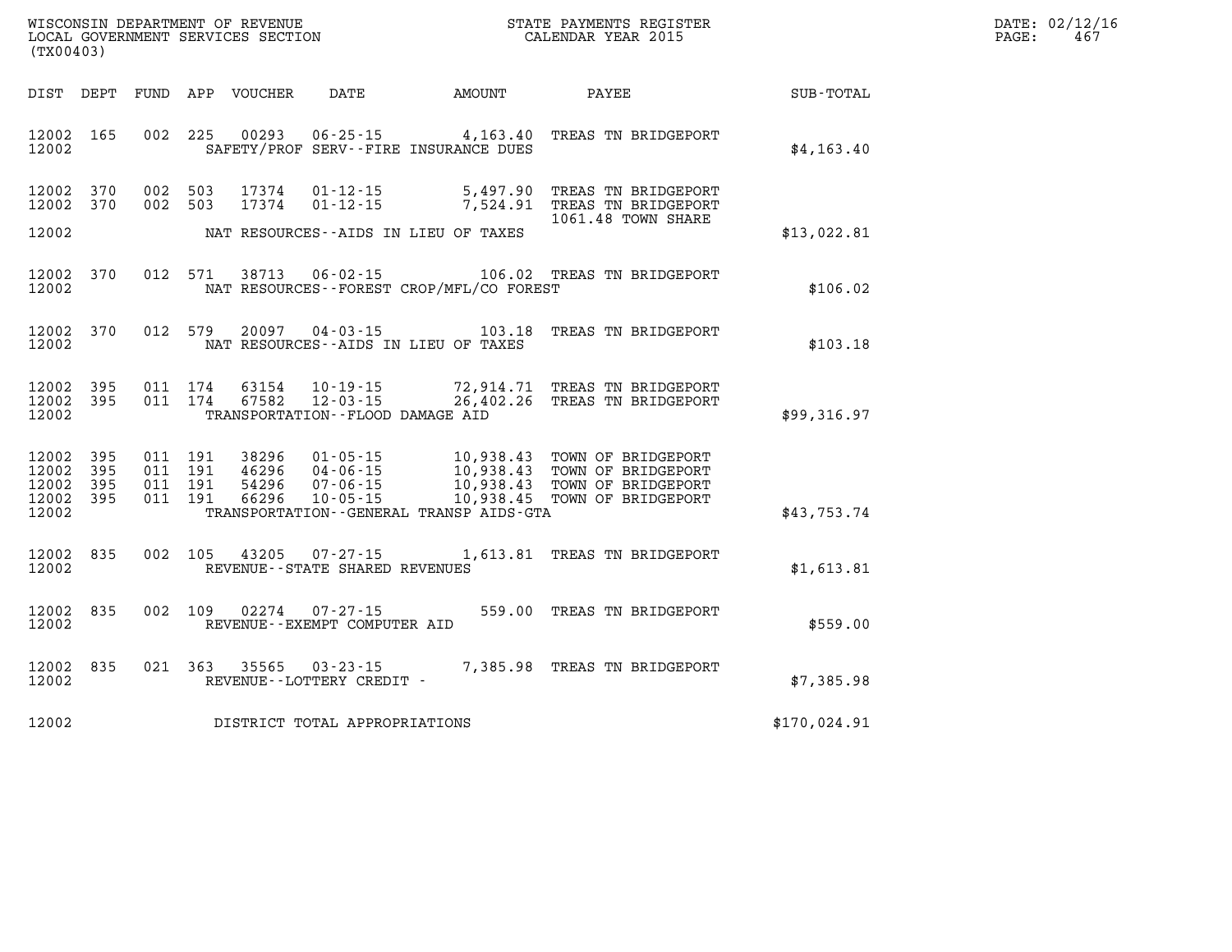WISCONSIN DEPARTMENT OF REVENUE
LOCAL GOVERNMENT SERVICES SECTION
(TX00403)

STATE PAYMENTS REGISTER
CALENDAR YEAR 2015

DATE: 02/12/16
PAGE: 467

| DIST | DEPT | FUND | APP | VOUCHER | DATE | AMOUNT | PAYEE | SUB-TOTAL |
|---|---|---|---|---|---|---|---|---|
| 12002 | 165 | 002 | 225 | 00293 | 06-25-15 | 4,163.40 | TREAS TN BRIDGEPORT | |
| 12002 | | | | | SAFETY/PROF SERV--FIRE INSURANCE DUES | | | $4,163.40 |
| 12002 | 370 | 002 | 503 | 17374 | 01-12-15 | 5,497.90 | TREAS TN BRIDGEPORT | |
| 12002 | 370 | 002 | 503 | 17374 | 01-12-15 | 7,524.91 | TREAS TN BRIDGEPORT 1061.48 TOWN SHARE | |
| 12002 | | | | | NAT RESOURCES--AIDS IN LIEU OF TAXES | | | $13,022.81 |
| 12002 | 370 | 012 | 571 | 38713 | 06-02-15 | 106.02 | TREAS TN BRIDGEPORT | |
| 12002 | | | | | NAT RESOURCES--FOREST CROP/MFL/CO FOREST | | | $106.02 |
| 12002 | 370 | 012 | 579 | 20097 | 04-03-15 | 103.18 | TREAS TN BRIDGEPORT | |
| 12002 | | | | | NAT RESOURCES--AIDS IN LIEU OF TAXES | | | $103.18 |
| 12002 | 395 | 011 | 174 | 63154 | 10-19-15 | 72,914.71 | TREAS TN BRIDGEPORT | |
| 12002 | 395 | 011 | 174 | 67582 | 12-03-15 | 26,402.26 | TREAS TN BRIDGEPORT | |
| 12002 | | | | | TRANSPORTATION--FLOOD DAMAGE AID | | | $99,316.97 |
| 12002 | 395 | 011 | 191 | 38296 | 01-05-15 | 10,938.43 | TOWN OF BRIDGEPORT | |
| 12002 | 395 | 011 | 191 | 46296 | 04-06-15 | 10,938.43 | TOWN OF BRIDGEPORT | |
| 12002 | 395 | 011 | 191 | 54296 | 07-06-15 | 10,938.43 | TOWN OF BRIDGEPORT | |
| 12002 | 395 | 011 | 191 | 66296 | 10-05-15 | 10,938.45 | TOWN OF BRIDGEPORT | |
| 12002 | | | | | TRANSPORTATION--GENERAL TRANSP AIDS-GTA | | | $43,753.74 |
| 12002 | 835 | 002 | 105 | 43205 | 07-27-15 | 1,613.81 | TREAS TN BRIDGEPORT | |
| 12002 | | | | | REVENUE--STATE SHARED REVENUES | | | $1,613.81 |
| 12002 | 835 | 002 | 109 | 02274 | 07-27-15 | 559.00 | TREAS TN BRIDGEPORT | |
| 12002 | | | | | REVENUE--EXEMPT COMPUTER AID | | | $559.00 |
| 12002 | 835 | 021 | 363 | 35565 | 03-23-15 | 7,385.98 | TREAS TN BRIDGEPORT | |
| 12002 | | | | | REVENUE--LOTTERY CREDIT - | | | $7,385.98 |
| 12002 | | | | | DISTRICT TOTAL APPROPRIATIONS | | | $170,024.91 |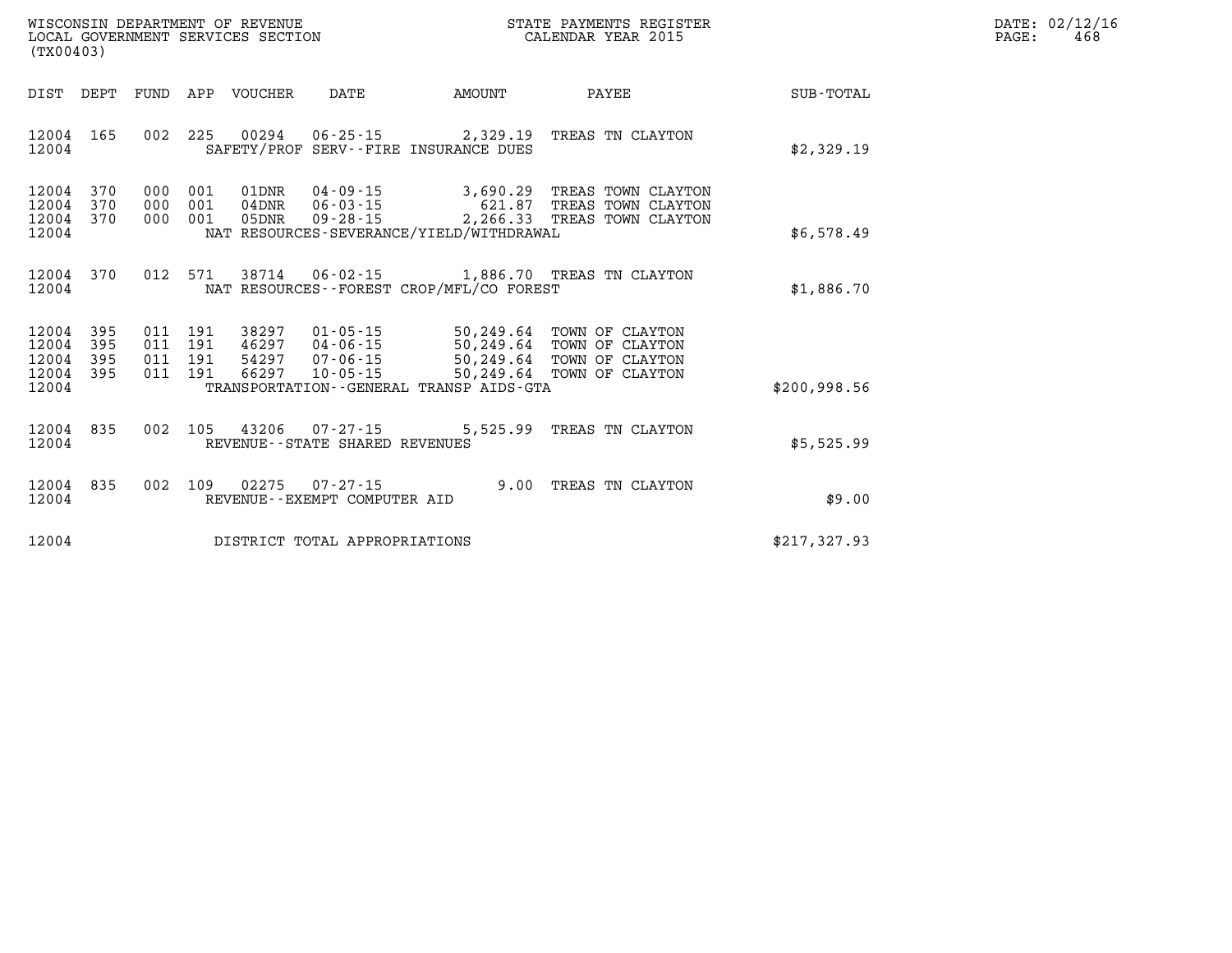WISCONSIN DEPARTMENT OF REVENUE
LOCAL GOVERNMENT SERVICES SECTION
(TX00403)

STATE PAYMENTS REGISTER
CALENDAR YEAR 2015

DATE: 02/12/16
PAGE: 468

| DIST | DEPT | FUND | APP | VOUCHER | DATE | AMOUNT | PAYEE | SUB-TOTAL |
|---|---|---|---|---|---|---|---|---|
| 12004 | 165 | 002 | 225 | 00294 | 06-25-15 | 2,329.19 | TREAS TN CLAYTON | |
| 12004 | | | | SAFETY/PROF SERV--FIRE INSURANCE DUES | | | | $2,329.19 |
| 12004 | 370 | 000 | 001 | 01DNR | 04-09-15 | 3,690.29 | TREAS TOWN CLAYTON | |
| 12004 | 370 | 000 | 001 | 04DNR | 06-03-15 | 621.87 | TREAS TOWN CLAYTON | |
| 12004 | 370 | 000 | 001 | 05DNR | 09-28-15 | 2,266.33 | TREAS TOWN CLAYTON | |
| 12004 | | | | NAT RESOURCES-SEVERANCE/YIELD/WITHDRAWAL | | | | $6,578.49 |
| 12004 | 370 | 012 | 571 | 38714 | 06-02-15 | 1,886.70 | TREAS TN CLAYTON | |
| 12004 | | | | NAT RESOURCES--FOREST CROP/MFL/CO FOREST | | | | $1,886.70 |
| 12004 | 395 | 011 | 191 | 38297 | 01-05-15 | 50,249.64 | TOWN OF CLAYTON | |
| 12004 | 395 | 011 | 191 | 46297 | 04-06-15 | 50,249.64 | TOWN OF CLAYTON | |
| 12004 | 395 | 011 | 191 | 54297 | 07-06-15 | 50,249.64 | TOWN OF CLAYTON | |
| 12004 | 395 | 011 | 191 | 66297 | 10-05-15 | 50,249.64 | TOWN OF CLAYTON | |
| 12004 | | | | TRANSPORTATION--GENERAL TRANSP AIDS-GTA | | | | $200,998.56 |
| 12004 | 835 | 002 | 105 | 43206 | 07-27-15 | 5,525.99 | TREAS TN CLAYTON | |
| 12004 | | | | REVENUE--STATE SHARED REVENUES | | | | $5,525.99 |
| 12004 | 835 | 002 | 109 | 02275 | 07-27-15 | 9.00 | TREAS TN CLAYTON | |
| 12004 | | | | REVENUE--EXEMPT COMPUTER AID | | | | $9.00 |
| 12004 | | | | DISTRICT TOTAL APPROPRIATIONS | | | | $217,327.93 |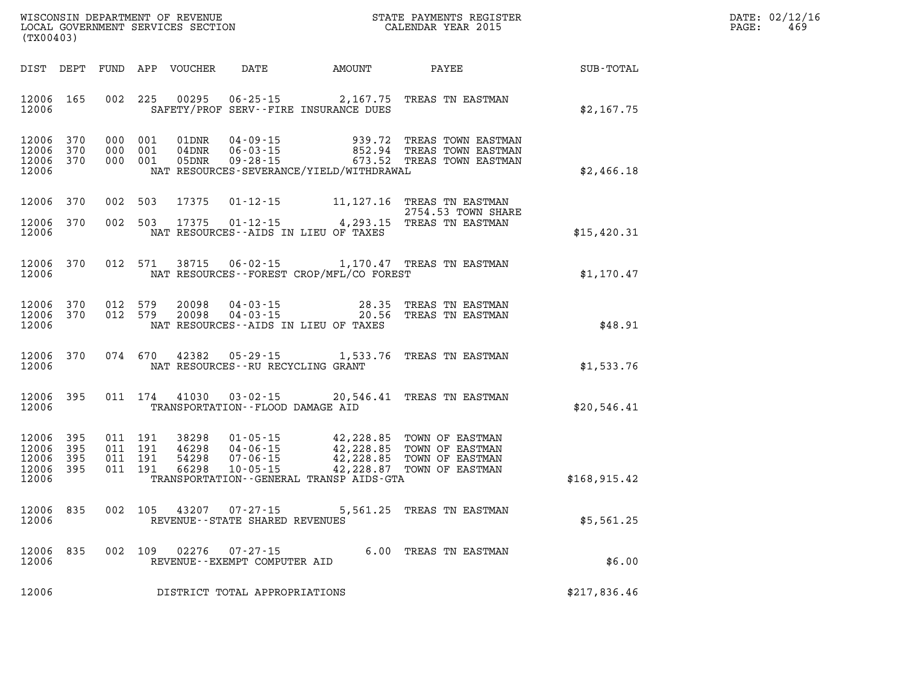WISCONSIN DEPARTMENT OF REVENUE
LOCAL GOVERNMENT SERVICES SECTION
(TX00403)

STATE PAYMENTS REGISTER
CALENDAR YEAR 2015

DATE: 02/12/16
PAGE: 469

| DIST | DEPT | FUND | APP | VOUCHER | DATE | AMOUNT | PAYEE | SUB-TOTAL |
|---|---|---|---|---|---|---|---|---|
| 12006 | 165 | 002 | 225 | 00295 | 06-25-15 | 2,167.75 | TREAS TN EASTMAN | |
| 12006 | | | | | SAFETY/PROF SERV--FIRE INSURANCE DUES | | | $2,167.75 |
| 12006 | 370 | 000 | 001 | 01DNR | 04-09-15 | 939.72 | TREAS TOWN EASTMAN | |
| 12006 | 370 | 000 | 001 | 04DNR | 06-03-15 | 852.94 | TREAS TOWN EASTMAN | |
| 12006 | 370 | 000 | 001 | 05DNR | 09-28-15 | 673.52 | TREAS TOWN EASTMAN | |
| 12006 | | | | | NAT RESOURCES-SEVERANCE/YIELD/WITHDRAWAL | | | $2,466.18 |
| 12006 | 370 | 002 | 503 | 17375 | 01-12-15 | 11,127.16 | TREAS TN EASTMAN 2754.53 TOWN SHARE | |
| 12006 | 370 | 002 | 503 | 17375 | 01-12-15 | 4,293.15 | TREAS TN EASTMAN | |
| 12006 | | | | | NAT RESOURCES--AIDS IN LIEU OF TAXES | | | $15,420.31 |
| 12006 | 370 | 012 | 571 | 38715 | 06-02-15 | 1,170.47 | TREAS TN EASTMAN | |
| 12006 | | | | | NAT RESOURCES--FOREST CROP/MFL/CO FOREST | | | $1,170.47 |
| 12006 | 370 | 012 | 579 | 20098 | 04-03-15 | 28.35 | TREAS TN EASTMAN | |
| 12006 | 370 | 012 | 579 | 20098 | 04-03-15 | 20.56 | TREAS TN EASTMAN | |
| 12006 | | | | | NAT RESOURCES--AIDS IN LIEU OF TAXES | | | $48.91 |
| 12006 | 370 | 074 | 670 | 42382 | 05-29-15 | 1,533.76 | TREAS TN EASTMAN | |
| 12006 | | | | | NAT RESOURCES--RU RECYCLING GRANT | | | $1,533.76 |
| 12006 | 395 | 011 | 174 | 41030 | 03-02-15 | 20,546.41 | TREAS TN EASTMAN | |
| 12006 | | | | | TRANSPORTATION--FLOOD DAMAGE AID | | | $20,546.41 |
| 12006 | 395 | 011 | 191 | 38298 | 01-05-15 | 42,228.85 | TOWN OF EASTMAN | |
| 12006 | 395 | 011 | 191 | 46298 | 04-06-15 | 42,228.85 | TOWN OF EASTMAN | |
| 12006 | 395 | 011 | 191 | 54298 | 07-06-15 | 42,228.85 | TOWN OF EASTMAN | |
| 12006 | 395 | 011 | 191 | 66298 | 10-05-15 | 42,228.87 | TOWN OF EASTMAN | |
| 12006 | | | | | TRANSPORTATION--GENERAL TRANSP AIDS-GTA | | | $168,915.42 |
| 12006 | 835 | 002 | 105 | 43207 | 07-27-15 | 5,561.25 | TREAS TN EASTMAN | |
| 12006 | | | | | REVENUE--STATE SHARED REVENUES | | | $5,561.25 |
| 12006 | 835 | 002 | 109 | 02276 | 07-27-15 | 6.00 | TREAS TN EASTMAN | |
| 12006 | | | | | REVENUE--EXEMPT COMPUTER AID | | | $6.00 |
| 12006 | | | | | DISTRICT TOTAL APPROPRIATIONS | | | $217,836.46 |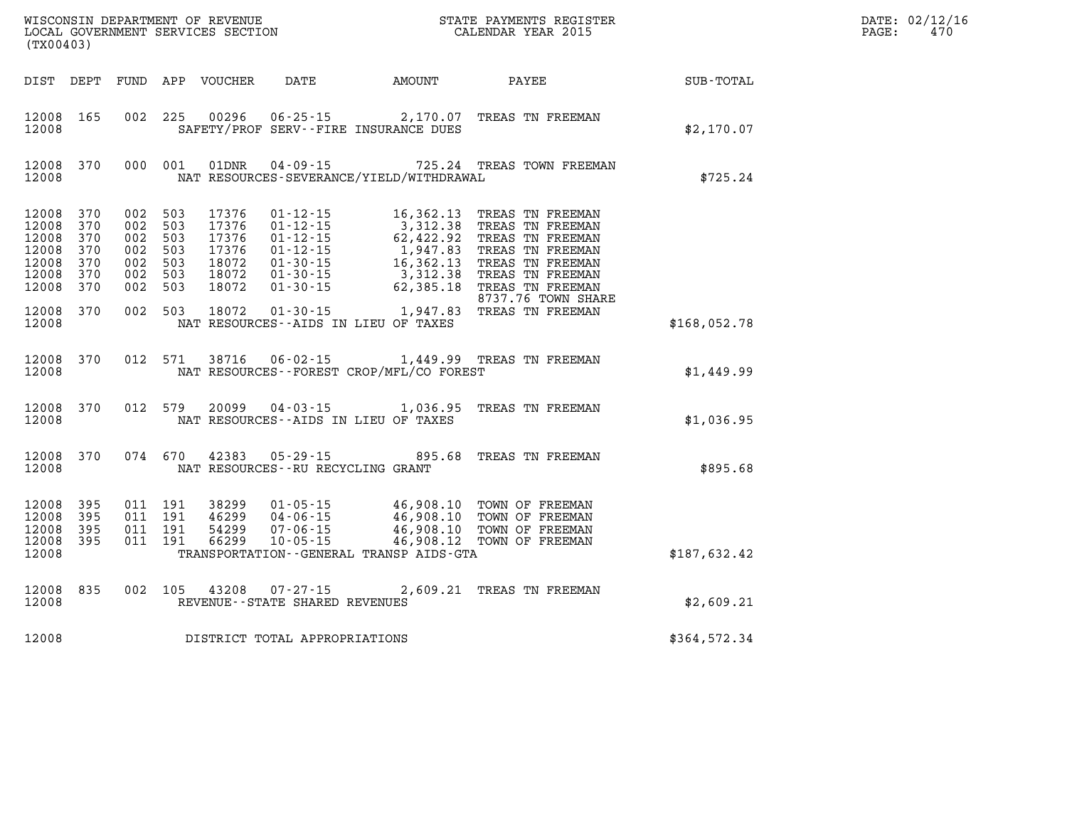WISCONSIN DEPARTMENT OF REVENUE
LOCAL GOVERNMENT SERVICES SECTION
(TX00403)

STATE PAYMENTS REGISTER
CALENDAR YEAR 2015

DATE: 02/12/16
PAGE: 470

| DIST | DEPT | FUND | APP | VOUCHER | DATE | AMOUNT | PAYEE | SUB-TOTAL |
|---|---|---|---|---|---|---|---|---|
| 12008 | 165 | 002 | 225 | 00296 | 06-25-15 | 2,170.07 | TREAS TN FREEMAN | |
| 12008 | | | | | SAFETY/PROF SERV--FIRE INSURANCE DUES | | | $2,170.07 |
| 12008 | 370 | 000 | 001 | 01DNR | 04-09-15 | 725.24 | TREAS TOWN FREEMAN | |
| 12008 | | | | | NAT RESOURCES-SEVERANCE/YIELD/WITHDRAWAL | | | $725.24 |
| 12008 | 370 | 002 | 503 | 17376 | 01-12-15 | 16,362.13 | TREAS TN FREEMAN | |
| 12008 | 370 | 002 | 503 | 17376 | 01-12-15 | 3,312.38 | TREAS TN FREEMAN | |
| 12008 | 370 | 002 | 503 | 17376 | 01-12-15 | 62,422.92 | TREAS TN FREEMAN | |
| 12008 | 370 | 002 | 503 | 17376 | 01-12-15 | 1,947.83 | TREAS TN FREEMAN | |
| 12008 | 370 | 002 | 503 | 18072 | 01-30-15 | 16,362.13 | TREAS TN FREEMAN | |
| 12008 | 370 | 002 | 503 | 18072 | 01-30-15 | 3,312.38 | TREAS TN FREEMAN | |
| 12008 | 370 | 002 | 503 | 18072 | 01-30-15 | 62,385.18 | TREAS TN FREEMAN 8737.76 TOWN SHARE | |
| 12008 | 370 | 002 | 503 | 18072 | 01-30-15 | 1,947.83 | TREAS TN FREEMAN | |
| 12008 | | | | | NAT RESOURCES--AIDS IN LIEU OF TAXES | | | $168,052.78 |
| 12008 | 370 | 012 | 571 | 38716 | 06-02-15 | 1,449.99 | TREAS TN FREEMAN | |
| 12008 | | | | | NAT RESOURCES--FOREST CROP/MFL/CO FOREST | | | $1,449.99 |
| 12008 | 370 | 012 | 579 | 20099 | 04-03-15 | 1,036.95 | TREAS TN FREEMAN | |
| 12008 | | | | | NAT RESOURCES--AIDS IN LIEU OF TAXES | | | $1,036.95 |
| 12008 | 370 | 074 | 670 | 42383 | 05-29-15 | 895.68 | TREAS TN FREEMAN | |
| 12008 | | | | | NAT RESOURCES--RU RECYCLING GRANT | | | $895.68 |
| 12008 | 395 | 011 | 191 | 38299 | 01-05-15 | 46,908.10 | TOWN OF FREEMAN | |
| 12008 | 395 | 011 | 191 | 46299 | 04-06-15 | 46,908.10 | TOWN OF FREEMAN | |
| 12008 | 395 | 011 | 191 | 54299 | 07-06-15 | 46,908.10 | TOWN OF FREEMAN | |
| 12008 | 395 | 011 | 191 | 66299 | 10-05-15 | 46,908.12 | TOWN OF FREEMAN | |
| 12008 | | | | | TRANSPORTATION--GENERAL TRANSP AIDS-GTA | | | $187,632.42 |
| 12008 | 835 | 002 | 105 | 43208 | 07-27-15 | 2,609.21 | TREAS TN FREEMAN | |
| 12008 | | | | | REVENUE--STATE SHARED REVENUES | | | $2,609.21 |
| 12008 | | | | | DISTRICT TOTAL APPROPRIATIONS | | | $364,572.34 |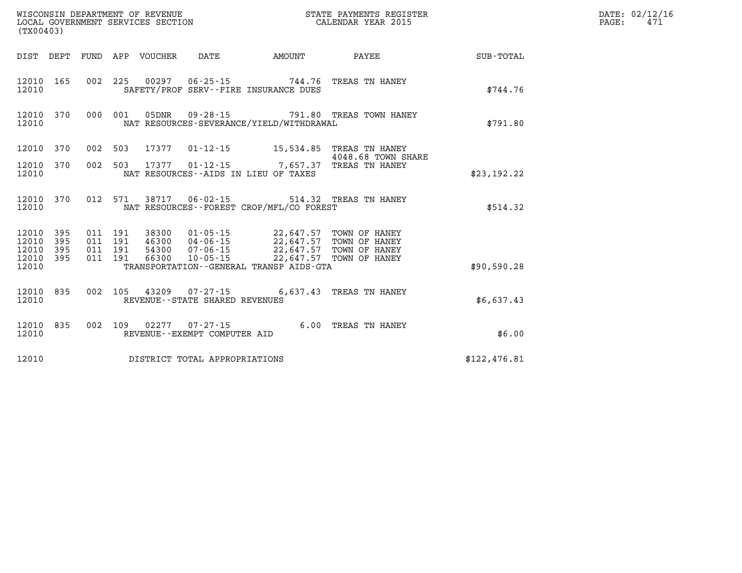WISCONSIN DEPARTMENT OF REVENUE
LOCAL GOVERNMENT SERVICES SECTION
(TX00403)

STATE PAYMENTS REGISTER
CALENDAR YEAR 2015

DATE: 02/12/16
PAGE: 471

| DIST | DEPT | FUND | APP | VOUCHER | DATE | AMOUNT | PAYEE | SUB-TOTAL |
|---|---|---|---|---|---|---|---|---|
| 12010 | 165 | 002 | 225 | 00297 | 06-25-15 | 744.76 | TREAS TN HANEY | |
| 12010 | | | | SAFETY/PROF SERV--FIRE INSURANCE DUES | | | | $744.76 |
| 12010 | 370 | 000 | 001 | 05DNR | 09-28-15 | 791.80 | TREAS TOWN HANEY | |
| 12010 | | | | NAT RESOURCES-SEVERANCE/YIELD/WITHDRAWAL | | | | $791.80 |
| 12010 | 370 | 002 | 503 | 17377 | 01-12-15 | 15,534.85 | TREAS TN HANEY 4048.68 TOWN SHARE | |
| 12010 | 370 | 002 | 503 | 17377 | 01-12-15 | 7,657.37 | TREAS TN HANEY | |
| 12010 | | | | NAT RESOURCES--AIDS IN LIEU OF TAXES | | | | $23,192.22 |
| 12010 | 370 | 012 | 571 | 38717 | 06-02-15 | 514.32 | TREAS TN HANEY | |
| 12010 | | | | NAT RESOURCES--FOREST CROP/MFL/CO FOREST | | | | $514.32 |
| 12010 | 395 | 011 | 191 | 38300 | 01-05-15 | 22,647.57 | TOWN OF HANEY | |
| 12010 | 395 | 011 | 191 | 46300 | 04-06-15 | 22,647.57 | TOWN OF HANEY | |
| 12010 | 395 | 011 | 191 | 54300 | 07-06-15 | 22,647.57 | TOWN OF HANEY | |
| 12010 | 395 | 011 | 191 | 66300 | 10-05-15 | 22,647.57 | TOWN OF HANEY | |
| 12010 | | | | TRANSPORTATION--GENERAL TRANSP AIDS-GTA | | | | $90,590.28 |
| 12010 | 835 | 002 | 105 | 43209 | 07-27-15 | 6,637.43 | TREAS TN HANEY | |
| 12010 | | | | REVENUE--STATE SHARED REVENUES | | | | $6,637.43 |
| 12010 | 835 | 002 | 109 | 02277 | 07-27-15 | 6.00 | TREAS TN HANEY | |
| 12010 | | | | REVENUE--EXEMPT COMPUTER AID | | | | $6.00 |
| 12010 | | | | DISTRICT TOTAL APPROPRIATIONS | | | | $122,476.81 |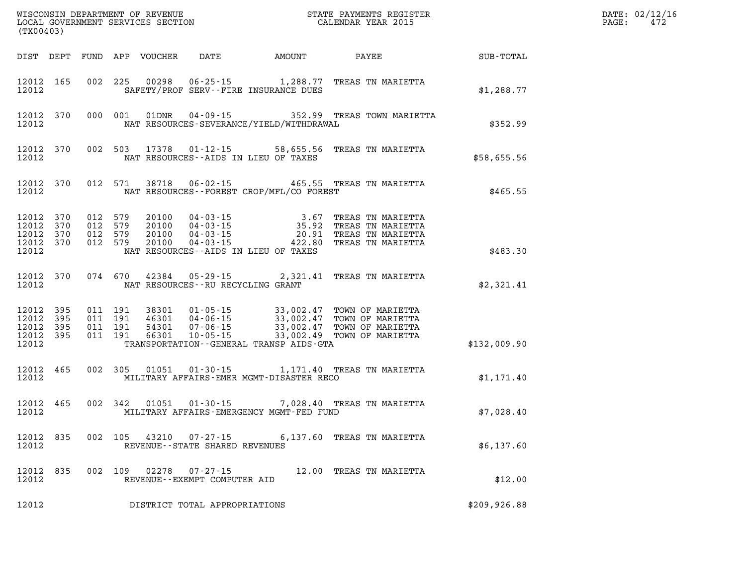WISCONSIN DEPARTMENT OF REVENUE
LOCAL GOVERNMENT SERVICES SECTION
(TX00403)

STATE PAYMENTS REGISTER
CALENDAR YEAR 2015

DATE: 02/12/16
PAGE: 472

| DIST | DEPT | FUND | APP | VOUCHER | DATE | AMOUNT | PAYEE | SUB-TOTAL |
|---|---|---|---|---|---|---|---|---|
| 12012 | 165 | 002 | 225 | 00298 | 06-25-15 | 1,288.77 | TREAS TN MARIETTA | |
| 12012 | | | | | SAFETY/PROF SERV--FIRE INSURANCE DUES | | | $1,288.77 |
| 12012 | 370 | 000 | 001 | 01DNR | 04-09-15 | 352.99 | TREAS TOWN MARIETTA | |
| 12012 | | | | | NAT RESOURCES-SEVERANCE/YIELD/WITHDRAWAL | | | $352.99 |
| 12012 | 370 | 002 | 503 | 17378 | 01-12-15 | 58,655.56 | TREAS TN MARIETTA | |
| 12012 | | | | | NAT RESOURCES--AIDS IN LIEU OF TAXES | | | $58,655.56 |
| 12012 | 370 | 012 | 571 | 38718 | 06-02-15 | 465.55 | TREAS TN MARIETTA | |
| 12012 | | | | | NAT RESOURCES--FOREST CROP/MFL/CO FOREST | | | $465.55 |
| 12012 | 370 | 012 | 579 | 20100 | 04-03-15 | 3.67 | TREAS TN MARIETTA | |
| 12012 | 370 | 012 | 579 | 20100 | 04-03-15 | 35.92 | TREAS TN MARIETTA | |
| 12012 | 370 | 012 | 579 | 20100 | 04-03-15 | 20.91 | TREAS TN MARIETTA | |
| 12012 | 370 | 012 | 579 | 20100 | 04-03-15 | 422.80 | TREAS TN MARIETTA | |
| 12012 | | | | | NAT RESOURCES--AIDS IN LIEU OF TAXES | | | $483.30 |
| 12012 | 370 | 074 | 670 | 42384 | 05-29-15 | 2,321.41 | TREAS TN MARIETTA | |
| 12012 | | | | | NAT RESOURCES--RU RECYCLING GRANT | | | $2,321.41 |
| 12012 | 395 | 011 | 191 | 38301 | 01-05-15 | 33,002.47 | TOWN OF MARIETTA | |
| 12012 | 395 | 011 | 191 | 46301 | 04-06-15 | 33,002.47 | TOWN OF MARIETTA | |
| 12012 | 395 | 011 | 191 | 54301 | 07-06-15 | 33,002.47 | TOWN OF MARIETTA | |
| 12012 | 395 | 011 | 191 | 66301 | 10-05-15 | 33,002.49 | TOWN OF MARIETTA | |
| 12012 | | | | | TRANSPORTATION--GENERAL TRANSP AIDS-GTA | | | $132,009.90 |
| 12012 | 465 | 002 | 305 | 01051 | 01-30-15 | 1,171.40 | TREAS TN MARIETTA | |
| 12012 | | | | | MILITARY AFFAIRS-EMER MGMT-DISASTER RECO | | | $1,171.40 |
| 12012 | 465 | 002 | 342 | 01051 | 01-30-15 | 7,028.40 | TREAS TN MARIETTA | |
| 12012 | | | | | MILITARY AFFAIRS-EMERGENCY MGMT-FED FUND | | | $7,028.40 |
| 12012 | 835 | 002 | 105 | 43210 | 07-27-15 | 6,137.60 | TREAS TN MARIETTA | |
| 12012 | | | | | REVENUE--STATE SHARED REVENUES | | | $6,137.60 |
| 12012 | 835 | 002 | 109 | 02278 | 07-27-15 | 12.00 | TREAS TN MARIETTA | |
| 12012 | | | | | REVENUE--EXEMPT COMPUTER AID | | | $12.00 |
| 12012 | | | | | DISTRICT TOTAL APPROPRIATIONS | | | $209,926.88 |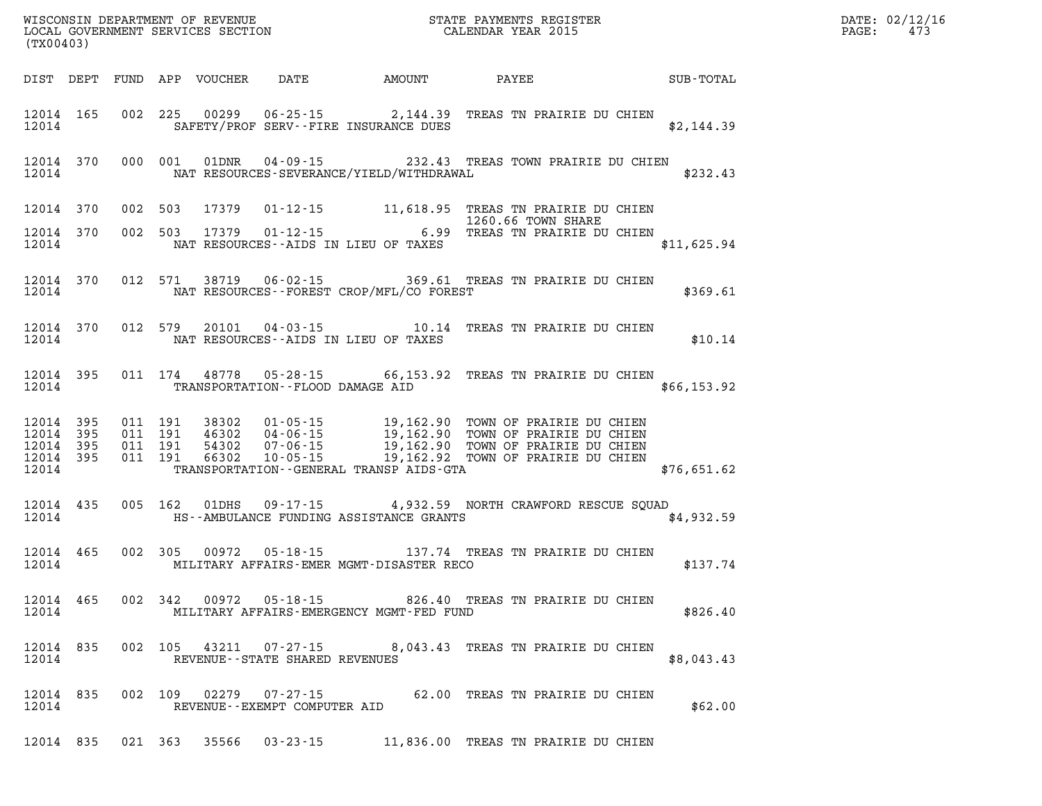WISCONSIN DEPARTMENT OF REVENUE
LOCAL GOVERNMENT SERVICES SECTION
(TX00403)

STATE PAYMENTS REGISTER
CALENDAR YEAR 2015

DATE: 02/12/16
PAGE: 473

| DIST | DEPT | FUND | APP | VOUCHER | DATE | AMOUNT | PAYEE | SUB-TOTAL |
|---|---|---|---|---|---|---|---|---|
| 12014 | 165 | 002 | 225 | 00299 | 06-25-15 | 2,144.39 | TREAS TN PRAIRIE DU CHIEN | |
| 12014 | | | | | SAFETY/PROF SERV--FIRE INSURANCE DUES | | | $2,144.39 |
| 12014 | 370 | 000 | 001 | 01DNR | 04-09-15 | 232.43 | TREAS TOWN PRAIRIE DU CHIEN | |
| 12014 | | | | | NAT RESOURCES-SEVERANCE/YIELD/WITHDRAWAL | | | $232.43 |
| 12014 | 370 | 002 | 503 | 17379 | 01-12-15 | 11,618.95 | TREAS TN PRAIRIE DU CHIEN 1260.66 TOWN SHARE | |
| 12014 | 370 | 002 | 503 | 17379 | 01-12-15 | 6.99 | TREAS TN PRAIRIE DU CHIEN | |
| 12014 | | | | | NAT RESOURCES--AIDS IN LIEU OF TAXES | | | $11,625.94 |
| 12014 | 370 | 012 | 571 | 38719 | 06-02-15 | 369.61 | TREAS TN PRAIRIE DU CHIEN | |
| 12014 | | | | | NAT RESOURCES--FOREST CROP/MFL/CO FOREST | | | $369.61 |
| 12014 | 370 | 012 | 579 | 20101 | 04-03-15 | 10.14 | TREAS TN PRAIRIE DU CHIEN | |
| 12014 | | | | | NAT RESOURCES--AIDS IN LIEU OF TAXES | | | $10.14 |
| 12014 | 395 | 011 | 174 | 48778 | 05-28-15 | 66,153.92 | TREAS TN PRAIRIE DU CHIEN | |
| 12014 | | | | | TRANSPORTATION--FLOOD DAMAGE AID | | | $66,153.92 |
| 12014 | 395 | 011 | 191 | 38302 | 01-05-15 | 19,162.90 | TOWN OF PRAIRIE DU CHIEN | |
| 12014 | 395 | 011 | 191 | 46302 | 04-06-15 | 19,162.90 | TOWN OF PRAIRIE DU CHIEN | |
| 12014 | 395 | 011 | 191 | 54302 | 07-06-15 | 19,162.90 | TOWN OF PRAIRIE DU CHIEN | |
| 12014 | 395 | 011 | 191 | 66302 | 10-05-15 | 19,162.92 | TOWN OF PRAIRIE DU CHIEN | |
| 12014 | | | | | TRANSPORTATION--GENERAL TRANSP AIDS-GTA | | | $76,651.62 |
| 12014 | 435 | 005 | 162 | 01DHS | 09-17-15 | 4,932.59 | NORTH CRAWFORD RESCUE SQUAD | |
| 12014 | | | | | HS--AMBULANCE FUNDING ASSISTANCE GRANTS | | | $4,932.59 |
| 12014 | 465 | 002 | 305 | 00972 | 05-18-15 | 137.74 | TREAS TN PRAIRIE DU CHIEN | |
| 12014 | | | | | MILITARY AFFAIRS-EMER MGMT-DISASTER RECO | | | $137.74 |
| 12014 | 465 | 002 | 342 | 00972 | 05-18-15 | 826.40 | TREAS TN PRAIRIE DU CHIEN | |
| 12014 | | | | | MILITARY AFFAIRS-EMERGENCY MGMT-FED FUND | | | $826.40 |
| 12014 | 835 | 002 | 105 | 43211 | 07-27-15 | 8,043.43 | TREAS TN PRAIRIE DU CHIEN | |
| 12014 | | | | | REVENUE--STATE SHARED REVENUES | | | $8,043.43 |
| 12014 | 835 | 002 | 109 | 02279 | 07-27-15 | 62.00 | TREAS TN PRAIRIE DU CHIEN | |
| 12014 | | | | | REVENUE--EXEMPT COMPUTER AID | | | $62.00 |
| 12014 | 835 | 021 | 363 | 35566 | 03-23-15 | 11,836.00 | TREAS TN PRAIRIE DU CHIEN | |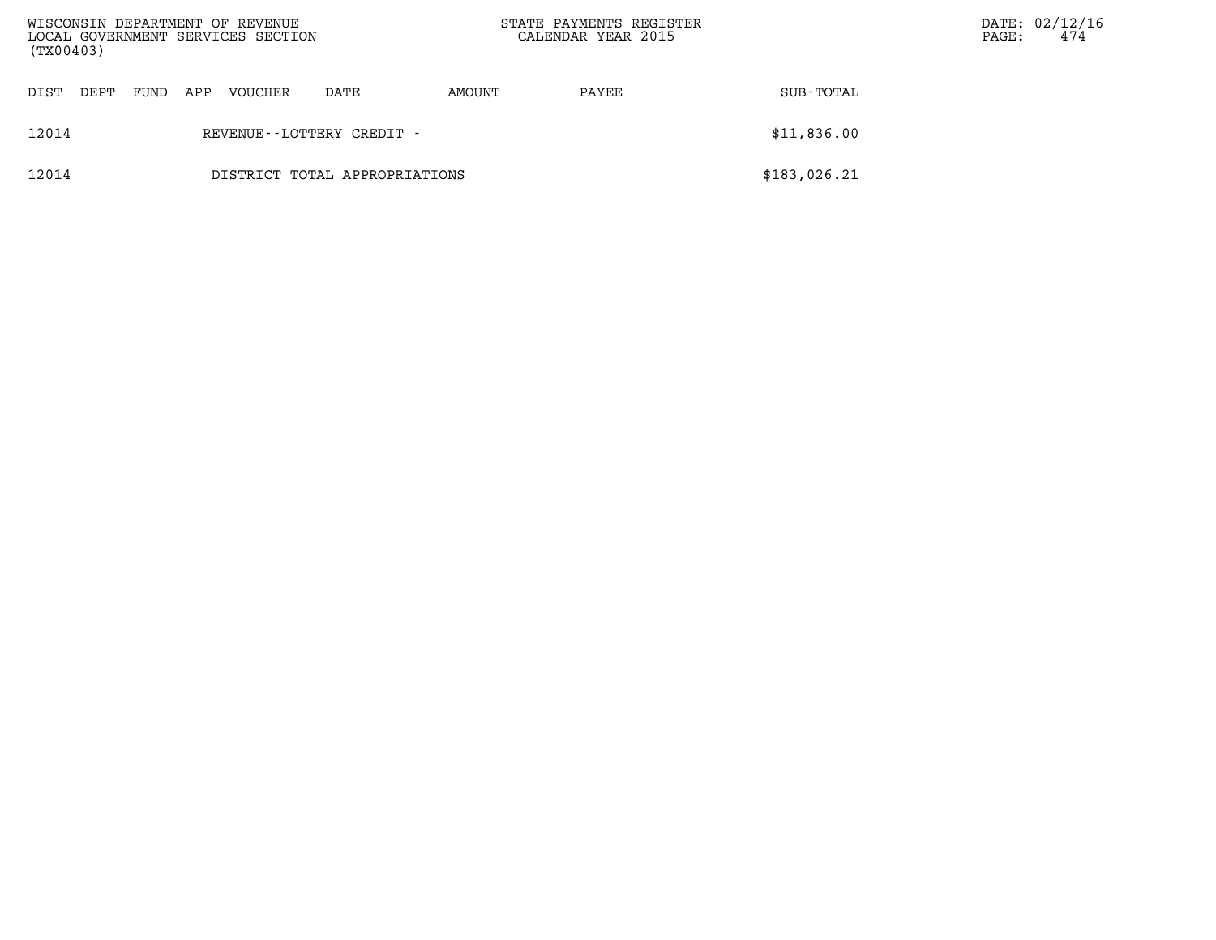| DIST | DEPT | FUND | APP | VOUCHER | DATE | AMOUNT | PAYEE | SUB-TOTAL |
|---|---|---|---|---|---|---|---|---|
| 12014 | | | | REVENUE--LOTTERY CREDIT - | | | | $11,836.00 |
| 12014 | | | | DISTRICT TOTAL APPROPRIATIONS | | | | $183,026.21 |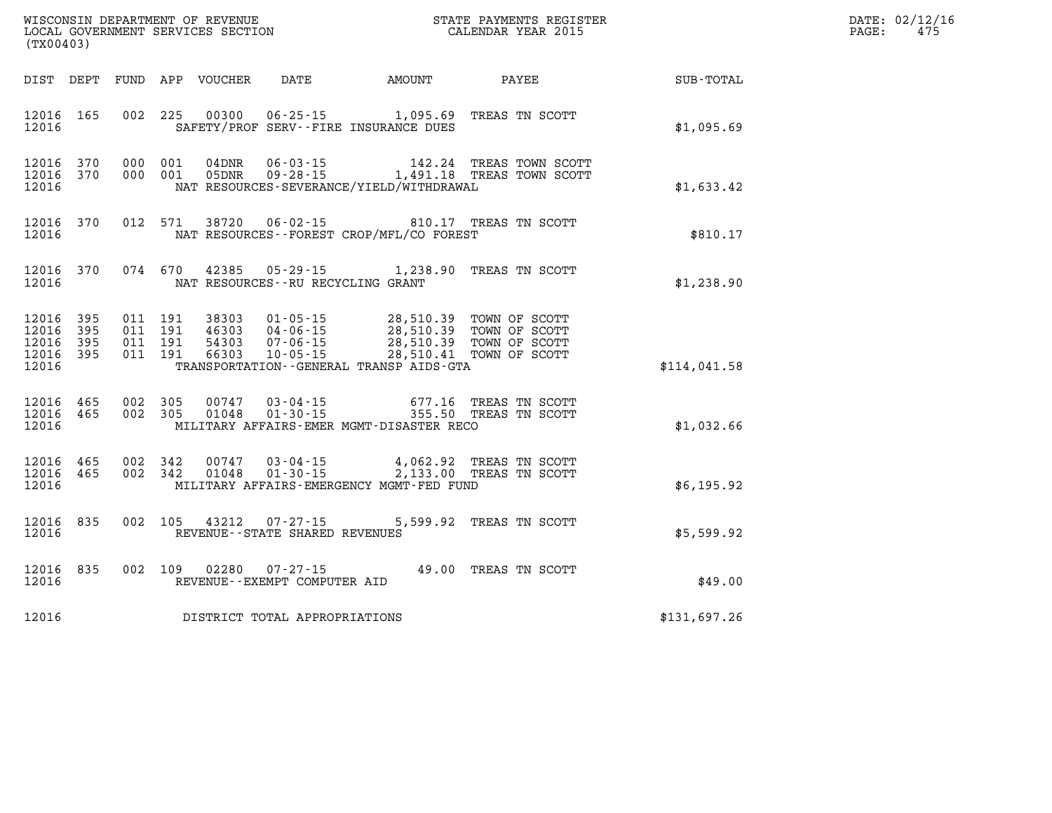WISCONSIN DEPARTMENT OF REVENUE
LOCAL GOVERNMENT SERVICES SECTION
(TX00403)

STATE PAYMENTS REGISTER
CALENDAR YEAR 2015

DATE: 02/12/16
PAGE: 475

| DIST | DEPT | FUND | APP | VOUCHER | DATE | AMOUNT | PAYEE | SUB-TOTAL |
|---|---|---|---|---|---|---|---|---|
| 12016 | 165 | 002 | 225 | 00300 | 06-25-15 | 1,095.69 | TREAS TN SCOTT | |
| 12016 | | | | | SAFETY/PROF SERV--FIRE INSURANCE DUES | | | $1,095.69 |
| 12016 | 370 | 000 | 001 | 04DNR | 06-03-15 | 142.24 | TREAS TOWN SCOTT | |
| 12016 | 370 | 000 | 001 | 05DNR | 09-28-15 | 1,491.18 | TREAS TOWN SCOTT | |
| 12016 | | | | | NAT RESOURCES-SEVERANCE/YIELD/WITHDRAWAL | | | $1,633.42 |
| 12016 | 370 | 012 | 571 | 38720 | 06-02-15 | 810.17 | TREAS TN SCOTT | |
| 12016 | | | | | NAT RESOURCES--FOREST CROP/MFL/CO FOREST | | | $810.17 |
| 12016 | 370 | 074 | 670 | 42385 | 05-29-15 | 1,238.90 | TREAS TN SCOTT | |
| 12016 | | | | | NAT RESOURCES--RU RECYCLING GRANT | | | $1,238.90 |
| 12016 | 395 | 011 | 191 | 38303 | 01-05-15 | 28,510.39 | TOWN OF SCOTT | |
| 12016 | 395 | 011 | 191 | 46303 | 04-06-15 | 28,510.39 | TOWN OF SCOTT | |
| 12016 | 395 | 011 | 191 | 54303 | 07-06-15 | 28,510.39 | TOWN OF SCOTT | |
| 12016 | 395 | 011 | 191 | 66303 | 10-05-15 | 28,510.41 | TOWN OF SCOTT | |
| 12016 | | | | | TRANSPORTATION--GENERAL TRANSP AIDS-GTA | | | $114,041.58 |
| 12016 | 465 | 002 | 305 | 00747 | 03-04-15 | 677.16 | TREAS TN SCOTT | |
| 12016 | 465 | 002 | 305 | 01048 | 01-30-15 | 355.50 | TREAS TN SCOTT | |
| 12016 | | | | | MILITARY AFFAIRS-EMER MGMT-DISASTER RECO | | | $1,032.66 |
| 12016 | 465 | 002 | 342 | 00747 | 03-04-15 | 4,062.92 | TREAS TN SCOTT | |
| 12016 | 465 | 002 | 342 | 01048 | 01-30-15 | 2,133.00 | TREAS TN SCOTT | |
| 12016 | | | | | MILITARY AFFAIRS-EMERGENCY MGMT-FED FUND | | | $6,195.92 |
| 12016 | 835 | 002 | 105 | 43212 | 07-27-15 | 5,599.92 | TREAS TN SCOTT | |
| 12016 | | | | | REVENUE--STATE SHARED REVENUES | | | $5,599.92 |
| 12016 | 835 | 002 | 109 | 02280 | 07-27-15 | 49.00 | TREAS TN SCOTT | |
| 12016 | | | | | REVENUE--EXEMPT COMPUTER AID | | | $49.00 |
| 12016 | | | | | DISTRICT TOTAL APPROPRIATIONS | | | $131,697.26 |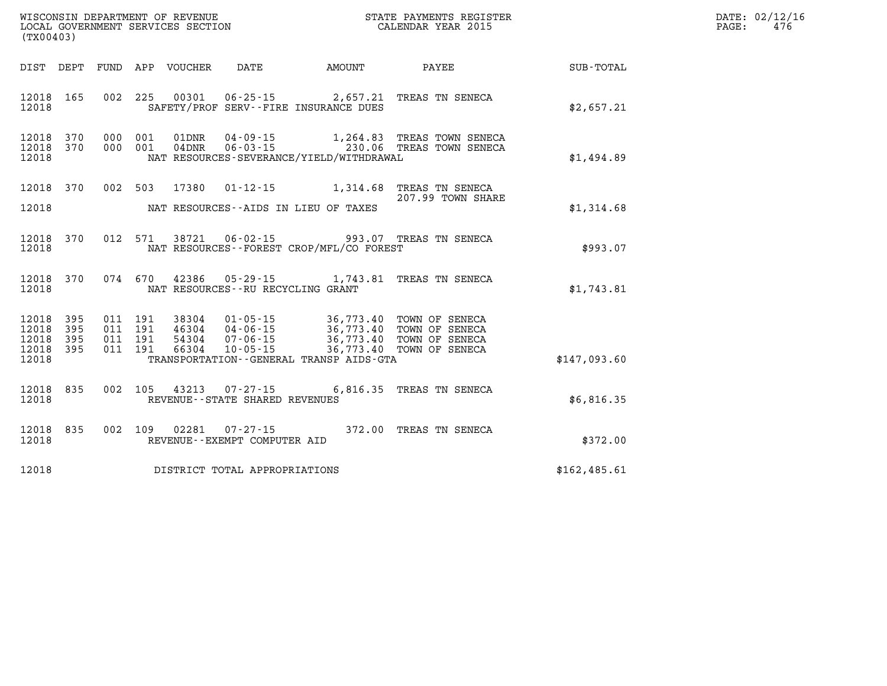WISCONSIN DEPARTMENT OF REVENUE
LOCAL GOVERNMENT SERVICES SECTION
(TX00403)

STATE PAYMENTS REGISTER
CALENDAR YEAR 2015

DATE: 02/12/16

| DIST | DEPT | FUND | APP | VOUCHER | DATE | AMOUNT | PAYEE | SUB-TOTAL |
|---|---|---|---|---|---|---|---|---|
| 12018 | 165 | 002 | 225 | 00301 | 06-25-15 | 2,657.21 | TREAS TN SENECA | |
| 12018 | | | | SAFETY/PROF SERV--FIRE INSURANCE DUES | | | | $2,657.21 |
| 12018 | 370 | 000 | 001 | 01DNR | 04-09-15 | 1,264.83 | TREAS TOWN SENECA | |
| 12018 | 370 | 000 | 001 | 04DNR | 06-03-15 | 230.06 | TREAS TOWN SENECA | |
| 12018 | | | | NAT RESOURCES-SEVERANCE/YIELD/WITHDRAWAL | | | | $1,494.89 |
| 12018 | 370 | 002 | 503 | 17380 | 01-12-15 | 1,314.68 | TREAS TN SENECA 207.99 TOWN SHARE | |
| 12018 | | | | NAT RESOURCES--AIDS IN LIEU OF TAXES | | | | $1,314.68 |
| 12018 | 370 | 012 | 571 | 38721 | 06-02-15 | 993.07 | TREAS TN SENECA | |
| 12018 | | | | NAT RESOURCES--FOREST CROP/MFL/CO FOREST | | | | $993.07 |
| 12018 | 370 | 074 | 670 | 42386 | 05-29-15 | 1,743.81 | TREAS TN SENECA | |
| 12018 | | | | NAT RESOURCES--RU RECYCLING GRANT | | | | $1,743.81 |
| 12018 | 395 | 011 | 191 | 38304 | 01-05-15 | 36,773.40 | TOWN OF SENECA | |
| 12018 | 395 | 011 | 191 | 46304 | 04-06-15 | 36,773.40 | TOWN OF SENECA | |
| 12018 | 395 | 011 | 191 | 54304 | 07-06-15 | 36,773.40 | TOWN OF SENECA | |
| 12018 | 395 | 011 | 191 | 66304 | 10-05-15 | 36,773.40 | TOWN OF SENECA | |
| 12018 | | | | TRANSPORTATION--GENERAL TRANSP AIDS-GTA | | | | $147,093.60 |
| 12018 | 835 | 002 | 105 | 43213 | 07-27-15 | 6,816.35 | TREAS TN SENECA | |
| 12018 | | | | REVENUE--STATE SHARED REVENUES | | | | $6,816.35 |
| 12018 | 835 | 002 | 109 | 02281 | 07-27-15 | 372.00 | TREAS TN SENECA | |
| 12018 | | | | REVENUE--EXEMPT COMPUTER AID | | | | $372.00 |
| 12018 | | | | DISTRICT TOTAL APPROPRIATIONS | | | | $162,485.61 |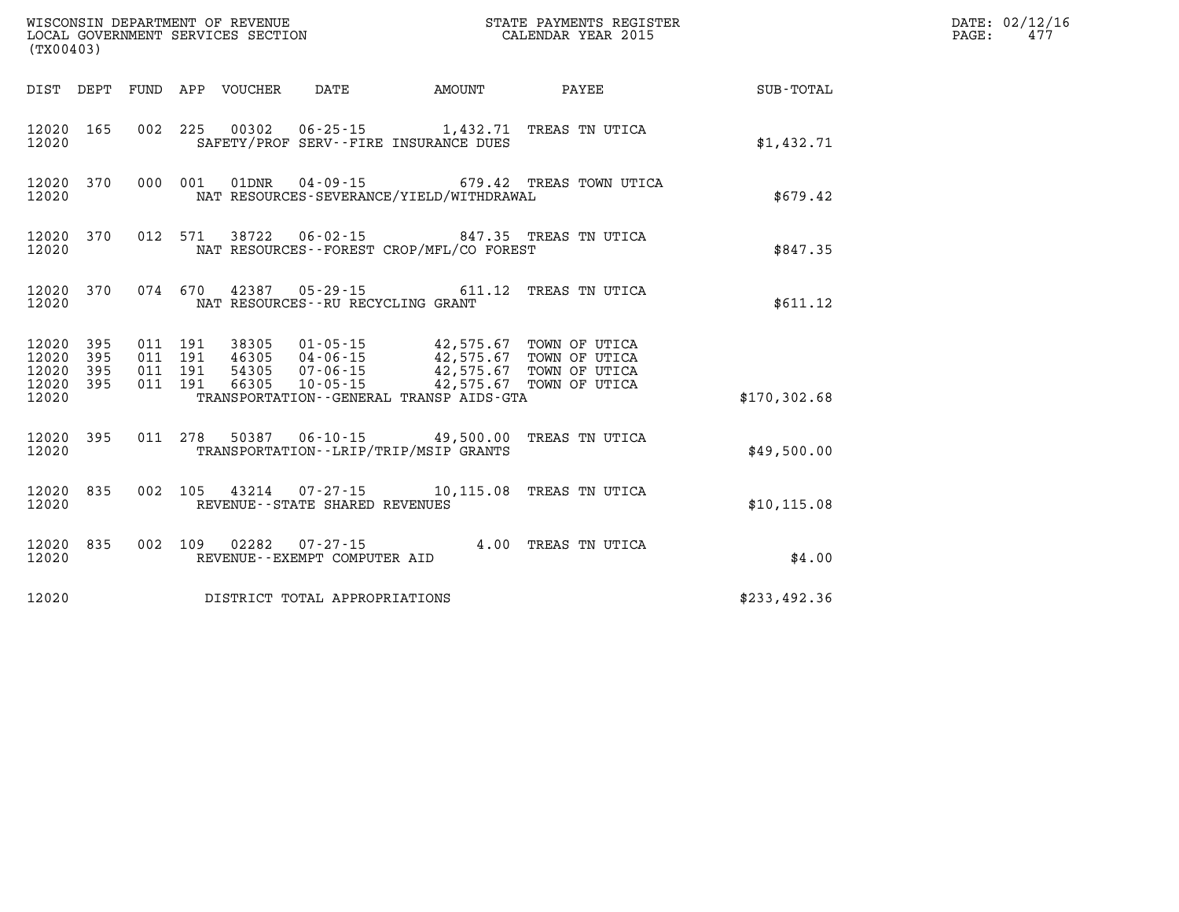WISCONSIN DEPARTMENT OF REVENUE
LOCAL GOVERNMENT SERVICES SECTION
(TX00403)

STATE PAYMENTS REGISTER
CALENDAR YEAR 2015

DATE: 02/12/16
PAGE: 477

| DIST | DEPT | FUND | APP | VOUCHER | DATE | AMOUNT | PAYEE | SUB-TOTAL |
|---|---|---|---|---|---|---|---|---|
| 12020 | 165 | 002 | 225 | 00302 | 06-25-15 | 1,432.71 | TREAS TN UTICA | |
| 12020 | | | | SAFETY/PROF SERV--FIRE INSURANCE DUES | | | | $1,432.71 |
| 12020 | 370 | 000 | 001 | 01DNR | 04-09-15 | 679.42 | TREAS TOWN UTICA | |
| 12020 | | | | NAT RESOURCES-SEVERANCE/YIELD/WITHDRAWAL | | | | $679.42 |
| 12020 | 370 | 012 | 571 | 38722 | 06-02-15 | 847.35 | TREAS TN UTICA | |
| 12020 | | | | NAT RESOURCES--FOREST CROP/MFL/CO FOREST | | | | $847.35 |
| 12020 | 370 | 074 | 670 | 42387 | 05-29-15 | 611.12 | TREAS TN UTICA | |
| 12020 | | | | NAT RESOURCES--RU RECYCLING GRANT | | | | $611.12 |
| 12020 | 395 | 011 | 191 | 38305 | 01-05-15 | 42,575.67 | TOWN OF UTICA | |
| 12020 | 395 | 011 | 191 | 46305 | 04-06-15 | 42,575.67 | TOWN OF UTICA | |
| 12020 | 395 | 011 | 191 | 54305 | 07-06-15 | 42,575.67 | TOWN OF UTICA | |
| 12020 | 395 | 011 | 191 | 66305 | 10-05-15 | 42,575.67 | TOWN OF UTICA | |
| 12020 | | | | TRANSPORTATION--GENERAL TRANSP AIDS-GTA | | | | $170,302.68 |
| 12020 | 395 | 011 | 278 | 50387 | 06-10-15 | 49,500.00 | TREAS TN UTICA | |
| 12020 | | | | TRANSPORTATION--LRIP/TRIP/MSIP GRANTS | | | | $49,500.00 |
| 12020 | 835 | 002 | 105 | 43214 | 07-27-15 | 10,115.08 | TREAS TN UTICA | |
| 12020 | | | | REVENUE--STATE SHARED REVENUES | | | | $10,115.08 |
| 12020 | 835 | 002 | 109 | 02282 | 07-27-15 | 4.00 | TREAS TN UTICA | |
| 12020 | | | | REVENUE--EXEMPT COMPUTER AID | | | | $4.00 |
| 12020 | | | | DISTRICT TOTAL APPROPRIATIONS | | | | $233,492.36 |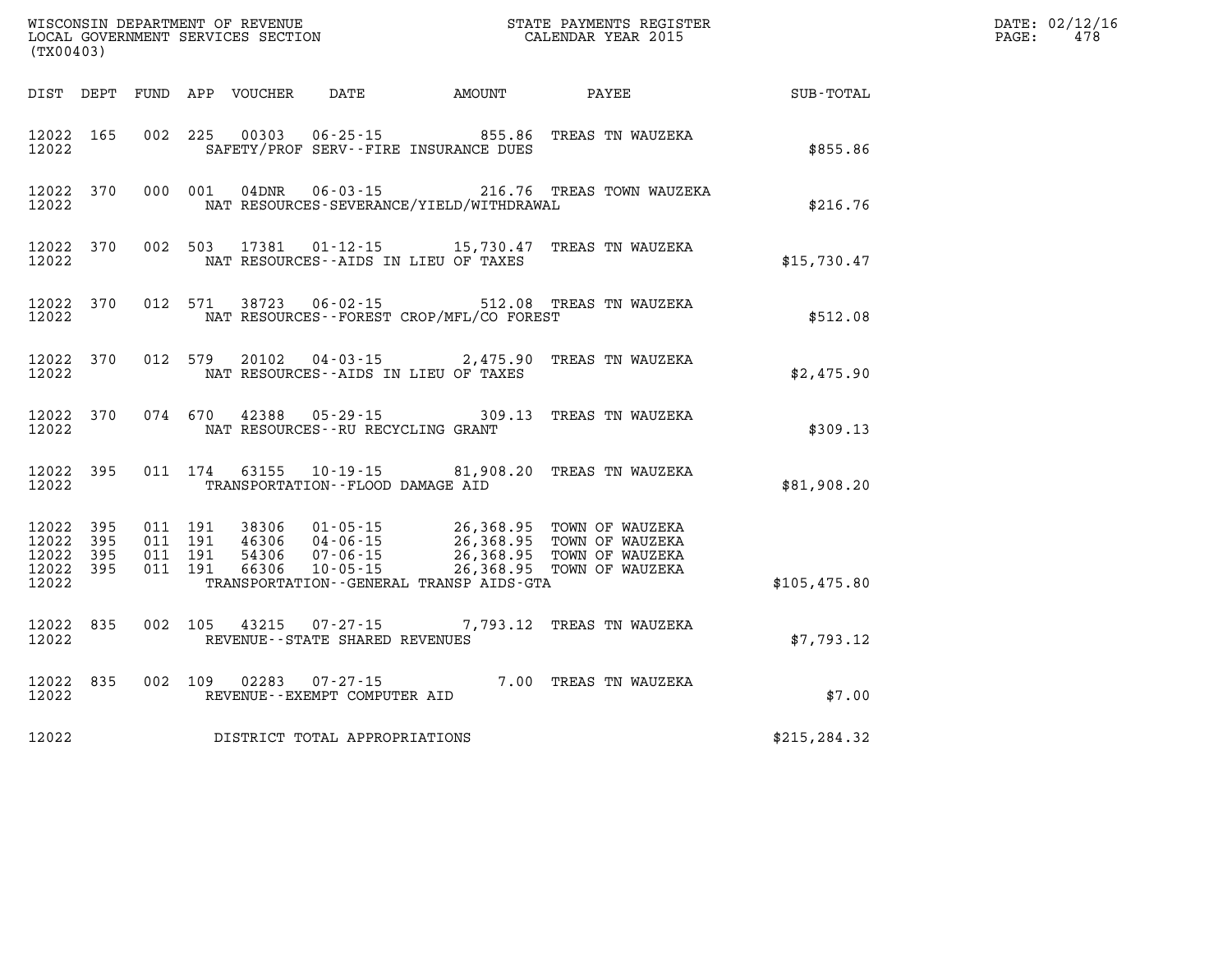WISCONSIN DEPARTMENT OF REVENUE
LOCAL GOVERNMENT SERVICES SECTION
(TX00403)

STATE PAYMENTS REGISTER
CALENDAR YEAR 2015

DATE: 02/12/16
PAGE: 478

| DIST | DEPT | FUND | APP | VOUCHER | DATE | AMOUNT | PAYEE | SUB-TOTAL |
|---|---|---|---|---|---|---|---|---|
| 12022 | 165 | 002 | 225 | 00303 | 06-25-15 | 855.86 | TREAS TN WAUZEKA | |
| 12022 | | | | SAFETY/PROF SERV--FIRE INSURANCE DUES | | | | $855.86 |
| 12022 | 370 | 000 | 001 | 04DNR | 06-03-15 | 216.76 | TREAS TOWN WAUZEKA | |
| 12022 | | | | NAT RESOURCES-SEVERANCE/YIELD/WITHDRAWAL | | | | $216.76 |
| 12022 | 370 | 002 | 503 | 17381 | 01-12-15 | 15,730.47 | TREAS TN WAUZEKA | |
| 12022 | | | | NAT RESOURCES--AIDS IN LIEU OF TAXES | | | | $15,730.47 |
| 12022 | 370 | 012 | 571 | 38723 | 06-02-15 | 512.08 | TREAS TN WAUZEKA | |
| 12022 | | | | NAT RESOURCES--FOREST CROP/MFL/CO FOREST | | | | $512.08 |
| 12022 | 370 | 012 | 579 | 20102 | 04-03-15 | 2,475.90 | TREAS TN WAUZEKA | |
| 12022 | | | | NAT RESOURCES--AIDS IN LIEU OF TAXES | | | | $2,475.90 |
| 12022 | 370 | 074 | 670 | 42388 | 05-29-15 | 309.13 | TREAS TN WAUZEKA | |
| 12022 | | | | NAT RESOURCES--RU RECYCLING GRANT | | | | $309.13 |
| 12022 | 395 | 011 | 174 | 63155 | 10-19-15 | 81,908.20 | TREAS TN WAUZEKA | |
| 12022 | | | | TRANSPORTATION--FLOOD DAMAGE AID | | | | $81,908.20 |
| 12022 | 395 | 011 | 191 | 38306 | 01-05-15 | 26,368.95 | TOWN OF WAUZEKA | |
| 12022 | 395 | 011 | 191 | 46306 | 04-06-15 | 26,368.95 | TOWN OF WAUZEKA | |
| 12022 | 395 | 011 | 191 | 54306 | 07-06-15 | 26,368.95 | TOWN OF WAUZEKA | |
| 12022 | 395 | 011 | 191 | 66306 | 10-05-15 | 26,368.95 | TOWN OF WAUZEKA | |
| 12022 | | | | TRANSPORTATION--GENERAL TRANSP AIDS-GTA | | | | $105,475.80 |
| 12022 | 835 | 002 | 105 | 43215 | 07-27-15 | 7,793.12 | TREAS TN WAUZEKA | |
| 12022 | | | | REVENUE--STATE SHARED REVENUES | | | | $7,793.12 |
| 12022 | 835 | 002 | 109 | 02283 | 07-27-15 | 7.00 | TREAS TN WAUZEKA | |
| 12022 | | | | REVENUE--EXEMPT COMPUTER AID | | | | $7.00 |
| 12022 | | | | DISTRICT TOTAL APPROPRIATIONS | | | | $215,284.32 |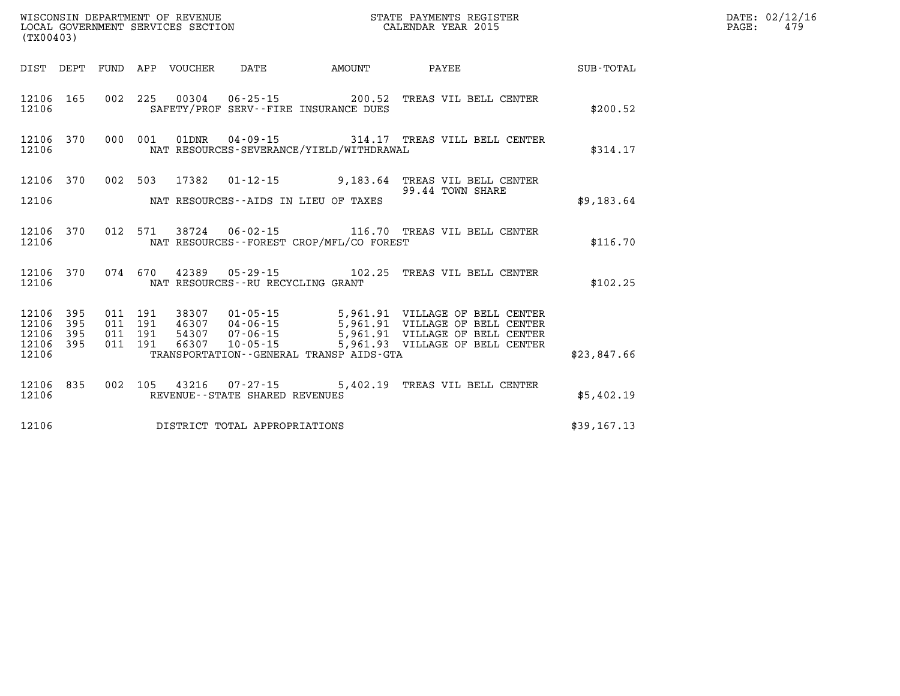WISCONSIN DEPARTMENT OF REVENUE
LOCAL GOVERNMENT SERVICES SECTION
(TX00403)

STATE PAYMENTS REGISTER
CALENDAR YEAR 2015

DATE: 02/12/16
PAGE: 479

| DIST | DEPT | FUND | APP | VOUCHER | DATE | AMOUNT | PAYEE | SUB-TOTAL |
|---|---|---|---|---|---|---|---|---|
| 12106 | 165 | 002 | 225 | 00304 | 06-25-15 | 200.52 | TREAS VIL BELL CENTER | |
| 12106 | | | | SAFETY/PROF SERV--FIRE INSURANCE DUES | | | | $200.52 |
| 12106 | 370 | 000 | 001 | 01DNR | 04-09-15 | 314.17 | TREAS VILL BELL CENTER | |
| 12106 | | | | NAT RESOURCES-SEVERANCE/YIELD/WITHDRAWAL | | | | $314.17 |
| 12106 | 370 | 002 | 503 | 17382 | 01-12-15 | 9,183.64 | TREAS VIL BELL CENTER | |
| | | | | | | | 99.44 TOWN SHARE | |
| 12106 | | | | NAT RESOURCES--AIDS IN LIEU OF TAXES | | | | $9,183.64 |
| 12106 | 370 | 012 | 571 | 38724 | 06-02-15 | 116.70 | TREAS VIL BELL CENTER | |
| 12106 | | | | NAT RESOURCES--FOREST CROP/MFL/CO FOREST | | | | $116.70 |
| 12106 | 370 | 074 | 670 | 42389 | 05-29-15 | 102.25 | TREAS VIL BELL CENTER | |
| 12106 | | | | NAT RESOURCES--RU RECYCLING GRANT | | | | $102.25 |
| 12106 | 395 | 011 | 191 | 38307 | 01-05-15 | 5,961.91 | VILLAGE OF BELL CENTER | |
| 12106 | 395 | 011 | 191 | 46307 | 04-06-15 | 5,961.91 | VILLAGE OF BELL CENTER | |
| 12106 | 395 | 011 | 191 | 54307 | 07-06-15 | 5,961.91 | VILLAGE OF BELL CENTER | |
| 12106 | 395 | 011 | 191 | 66307 | 10-05-15 | 5,961.93 | VILLAGE OF BELL CENTER | |
| 12106 | | | | TRANSPORTATION--GENERAL TRANSP AIDS-GTA | | | | $23,847.66 |
| 12106 | 835 | 002 | 105 | 43216 | 07-27-15 | 5,402.19 | TREAS VIL BELL CENTER | |
| 12106 | | | | REVENUE--STATE SHARED REVENUES | | | | $5,402.19 |
| 12106 | | | | DISTRICT TOTAL APPROPRIATIONS | | | | $39,167.13 |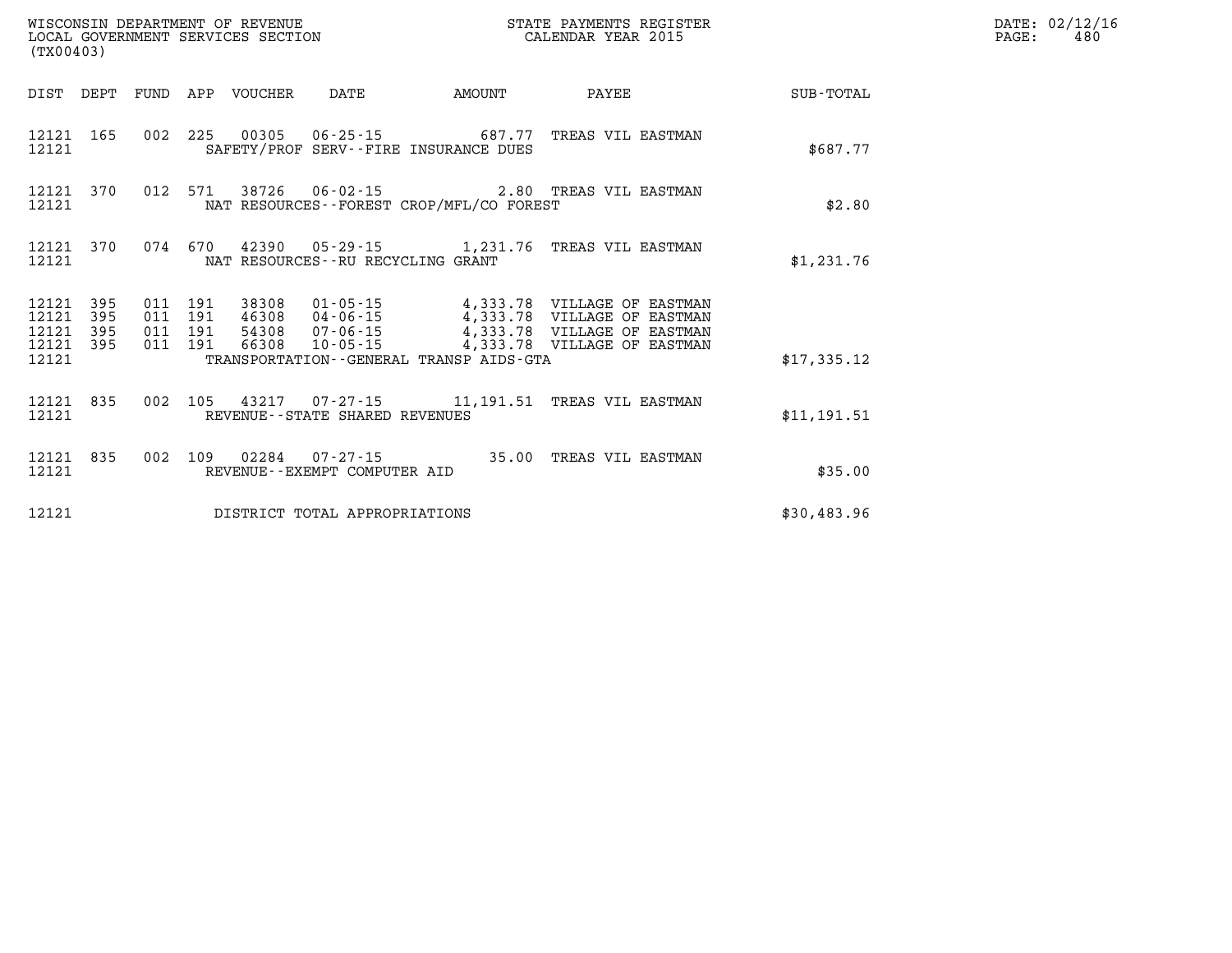WISCONSIN DEPARTMENT OF REVENUE
LOCAL GOVERNMENT SERVICES SECTION
(TX00403)

STATE PAYMENTS REGISTER
CALENDAR YEAR 2015

DATE: 02/12/16
PAGE: 480

| DIST | DEPT | FUND | APP | VOUCHER | DATE | AMOUNT | PAYEE | SUB-TOTAL |
|---|---|---|---|---|---|---|---|---|
| 12121 | 165 | 002 | 225 | 00305 | 06-25-15 | 687.77 | TREAS VIL EASTMAN | |
| 12121 | | | | SAFETY/PROF SERV--FIRE INSURANCE DUES | | | | $687.77 |
| 12121 | 370 | 012 | 571 | 38726 | 06-02-15 | 2.80 | TREAS VIL EASTMAN | |
| 12121 | | | | NAT RESOURCES--FOREST CROP/MFL/CO FOREST | | | | $2.80 |
| 12121 | 370 | 074 | 670 | 42390 | 05-29-15 | 1,231.76 | TREAS VIL EASTMAN | |
| 12121 | | | | NAT RESOURCES--RU RECYCLING GRANT | | | | $1,231.76 |
| 12121 | 395 | 011 | 191 | 38308 | 01-05-15 | 4,333.78 | VILLAGE OF EASTMAN | |
| 12121 | 395 | 011 | 191 | 46308 | 04-06-15 | 4,333.78 | VILLAGE OF EASTMAN | |
| 12121 | 395 | 011 | 191 | 54308 | 07-06-15 | 4,333.78 | VILLAGE OF EASTMAN | |
| 12121 | 395 | 011 | 191 | 66308 | 10-05-15 | 4,333.78 | VILLAGE OF EASTMAN | |
| 12121 | | | | TRANSPORTATION--GENERAL TRANSP AIDS-GTA | | | | $17,335.12 |
| 12121 | 835 | 002 | 105 | 43217 | 07-27-15 | 11,191.51 | TREAS VIL EASTMAN | |
| 12121 | | | | REVENUE--STATE SHARED REVENUES | | | | $11,191.51 |
| 12121 | 835 | 002 | 109 | 02284 | 07-27-15 | 35.00 | TREAS VIL EASTMAN | |
| 12121 | | | | REVENUE--EXEMPT COMPUTER AID | | | | $35.00 |
| 12121 | | | | DISTRICT TOTAL APPROPRIATIONS | | | | $30,483.96 |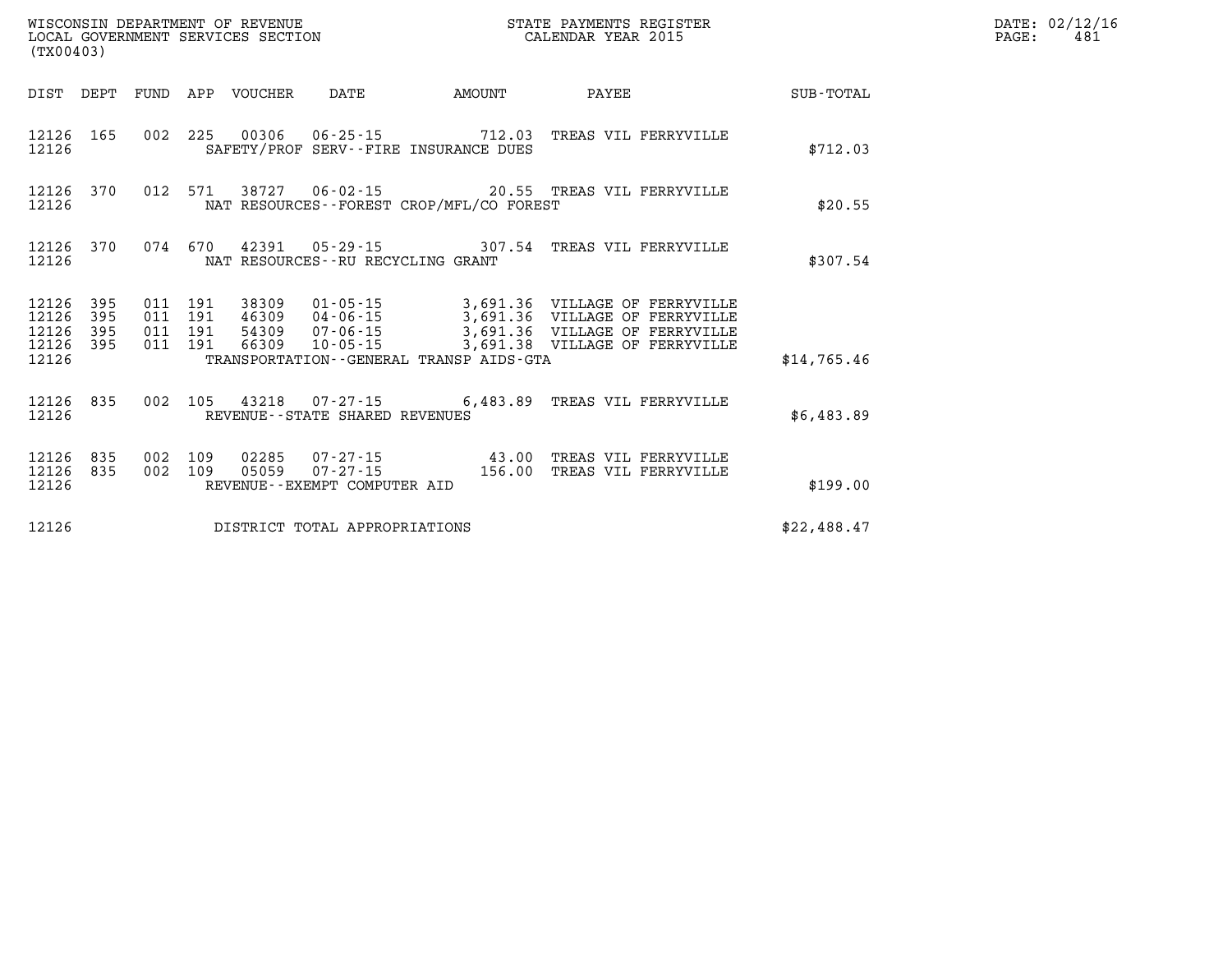WISCONSIN DEPARTMENT OF REVENUE
LOCAL GOVERNMENT SERVICES SECTION
(TX00403)

STATE PAYMENTS REGISTER
CALENDAR YEAR 2015

DATE: 02/12/16
PAGE: 481

| DIST | DEPT | FUND | APP | VOUCHER | DATE | AMOUNT | PAYEE | SUB-TOTAL |
|---|---|---|---|---|---|---|---|---|
| 12126 | 165 | 002 | 225 | 00306 | 06-25-15 | 712.03 | TREAS VIL FERRYVILLE | |
| 12126 | | | | SAFETY/PROF SERV--FIRE INSURANCE DUES | | | | $712.03 |
| 12126 | 370 | 012 | 571 | 38727 | 06-02-15 | 20.55 | TREAS VIL FERRYVILLE | |
| 12126 | | | | NAT RESOURCES--FOREST CROP/MFL/CO FOREST | | | | $20.55 |
| 12126 | 370 | 074 | 670 | 42391 | 05-29-15 | 307.54 | TREAS VIL FERRYVILLE | |
| 12126 | | | | NAT RESOURCES--RU RECYCLING GRANT | | | | $307.54 |
| 12126 | 395 | 011 | 191 | 38309 | 01-05-15 | 3,691.36 | VILLAGE OF FERRYVILLE | |
| 12126 | 395 | 011 | 191 | 46309 | 04-06-15 | 3,691.36 | VILLAGE OF FERRYVILLE | |
| 12126 | 395 | 011 | 191 | 54309 | 07-06-15 | 3,691.36 | VILLAGE OF FERRYVILLE | |
| 12126 | 395 | 011 | 191 | 66309 | 10-05-15 | 3,691.38 | VILLAGE OF FERRYVILLE | |
| 12126 | | | | TRANSPORTATION--GENERAL TRANSP AIDS-GTA | | | | $14,765.46 |
| 12126 | 835 | 002 | 105 | 43218 | 07-27-15 | 6,483.89 | TREAS VIL FERRYVILLE | |
| 12126 | | | | REVENUE--STATE SHARED REVENUES | | | | $6,483.89 |
| 12126 | 835 | 002 | 109 | 02285 | 07-27-15 | 43.00 | TREAS VIL FERRYVILLE | |
| 12126 | 835 | 002 | 109 | 05059 | 07-27-15 | 156.00 | TREAS VIL FERRYVILLE | |
| 12126 | | | | REVENUE--EXEMPT COMPUTER AID | | | | $199.00 |
| 12126 | | | | DISTRICT TOTAL APPROPRIATIONS | | | | $22,488.47 |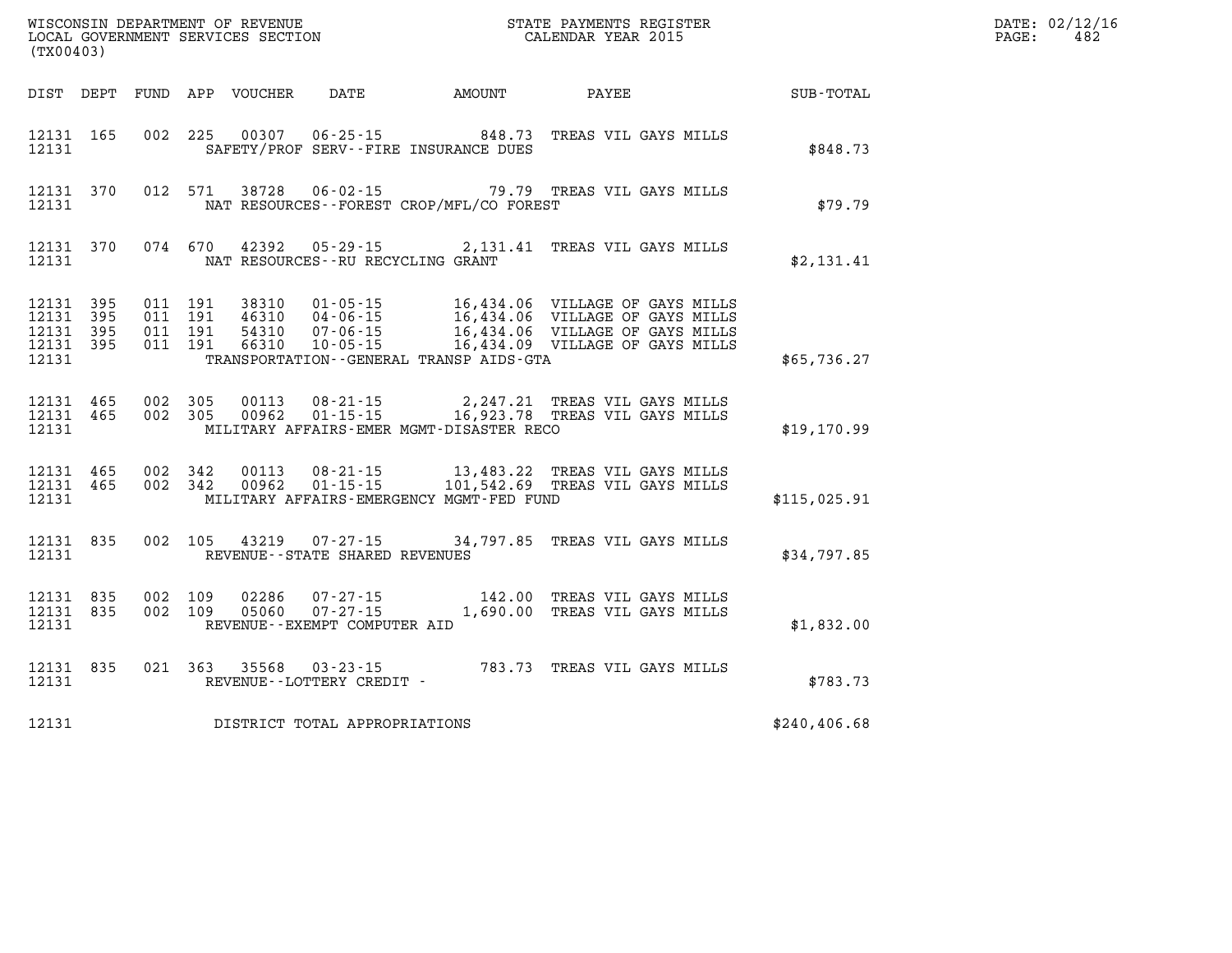WISCONSIN DEPARTMENT OF REVENUE
LOCAL GOVERNMENT SERVICES SECTION
(TX00403)

STATE PAYMENTS REGISTER
CALENDAR YEAR 2015

DATE: 02/12/16

| DIST | DEPT | FUND | APP | VOUCHER | DATE | AMOUNT | PAYEE | SUB-TOTAL |
|---|---|---|---|---|---|---|---|---|
| 12131 | 165 | 002 | 225 | 00307 | 06-25-15 | 848.73 | TREAS VIL GAYS MILLS | |
| 12131 | | | | | SAFETY/PROF SERV--FIRE INSURANCE DUES | | | $848.73 |
| 12131 | 370 | 012 | 571 | 38728 | 06-02-15 | 79.79 | TREAS VIL GAYS MILLS | |
| 12131 | | | | | NAT RESOURCES--FOREST CROP/MFL/CO FOREST | | | $79.79 |
| 12131 | 370 | 074 | 670 | 42392 | 05-29-15 | 2,131.41 | TREAS VIL GAYS MILLS | |
| 12131 | | | | | NAT RESOURCES--RU RECYCLING GRANT | | | $2,131.41 |
| 12131 | 395 | 011 | 191 | 38310 | 01-05-15 | 16,434.06 | VILLAGE OF GAYS MILLS | |
| 12131 | 395 | 011 | 191 | 46310 | 04-06-15 | 16,434.06 | VILLAGE OF GAYS MILLS | |
| 12131 | 395 | 011 | 191 | 54310 | 07-06-15 | 16,434.06 | VILLAGE OF GAYS MILLS | |
| 12131 | 395 | 011 | 191 | 66310 | 10-05-15 | 16,434.09 | VILLAGE OF GAYS MILLS | |
| 12131 | | | | | TRANSPORTATION--GENERAL TRANSP AIDS-GTA | | | $65,736.27 |
| 12131 | 465 | 002 | 305 | 00113 | 08-21-15 | 2,247.21 | TREAS VIL GAYS MILLS | |
| 12131 | 465 | 002 | 305 | 00962 | 01-15-15 | 16,923.78 | TREAS VIL GAYS MILLS | |
| 12131 | | | | | MILITARY AFFAIRS-EMER MGMT-DISASTER RECO | | | $19,170.99 |
| 12131 | 465 | 002 | 342 | 00113 | 08-21-15 | 13,483.22 | TREAS VIL GAYS MILLS | |
| 12131 | 465 | 002 | 342 | 00962 | 01-15-15 | 101,542.69 | TREAS VIL GAYS MILLS | |
| 12131 | | | | | MILITARY AFFAIRS-EMERGENCY MGMT-FED FUND | | | $115,025.91 |
| 12131 | 835 | 002 | 105 | 43219 | 07-27-15 | 34,797.85 | TREAS VIL GAYS MILLS | |
| 12131 | | | | | REVENUE--STATE SHARED REVENUES | | | $34,797.85 |
| 12131 | 835 | 002 | 109 | 02286 | 07-27-15 | 142.00 | TREAS VIL GAYS MILLS | |
| 12131 | 835 | 002 | 109 | 05060 | 07-27-15 | 1,690.00 | TREAS VIL GAYS MILLS | |
| 12131 | | | | | REVENUE--EXEMPT COMPUTER AID | | | $1,832.00 |
| 12131 | 835 | 021 | 363 | 35568 | 03-23-15 | 783.73 | TREAS VIL GAYS MILLS | |
| 12131 | | | | | REVENUE--LOTTERY CREDIT - | | | $783.73 |
| 12131 | | | | | DISTRICT TOTAL APPROPRIATIONS | | | $240,406.68 |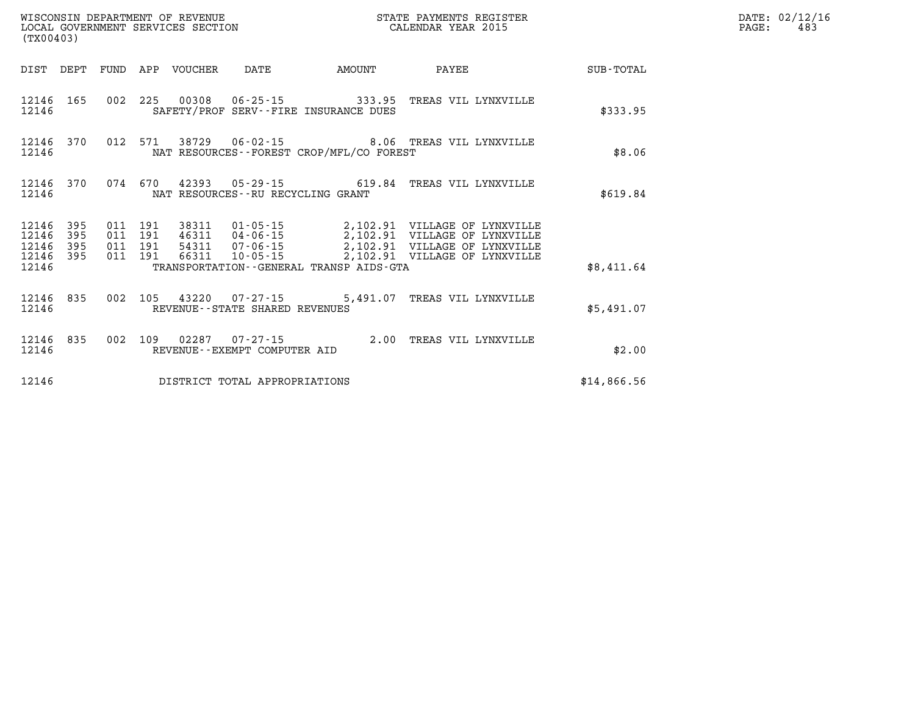WISCONSIN DEPARTMENT OF REVENUE
LOCAL GOVERNMENT SERVICES SECTION
(TX00403)

STATE PAYMENTS REGISTER
CALENDAR YEAR 2015

DATE: 02/12/16

| DIST | DEPT | FUND | APP | VOUCHER | DATE | AMOUNT | PAYEE | SUB-TOTAL |
|---|---|---|---|---|---|---|---|---|
| 12146 | 165 | 002 | 225 | 00308 | 06-25-15 | 333.95 | TREAS VIL LYNXVILLE | |
| 12146 | | | | | SAFETY/PROF SERV--FIRE INSURANCE DUES | | | $333.95 |
| 12146 | 370 | 012 | 571 | 38729 | 06-02-15 | 8.06 | TREAS VIL LYNXVILLE | |
| 12146 | | | | | NAT RESOURCES--FOREST CROP/MFL/CO FOREST | | | $8.06 |
| 12146 | 370 | 074 | 670 | 42393 | 05-29-15 | 619.84 | TREAS VIL LYNXVILLE | |
| 12146 | | | | | NAT RESOURCES--RU RECYCLING GRANT | | | $619.84 |
| 12146 | 395 | 011 | 191 | 38311 | 01-05-15 | 2,102.91 | VILLAGE OF LYNXVILLE | |
| 12146 | 395 | 011 | 191 | 46311 | 04-06-15 | 2,102.91 | VILLAGE OF LYNXVILLE | |
| 12146 | 395 | 011 | 191 | 54311 | 07-06-15 | 2,102.91 | VILLAGE OF LYNXVILLE | |
| 12146 | 395 | 011 | 191 | 66311 | 10-05-15 | 2,102.91 | VILLAGE OF LYNXVILLE | |
| 12146 | | | | | TRANSPORTATION--GENERAL TRANSP AIDS-GTA | | | $8,411.64 |
| 12146 | 835 | 002 | 105 | 43220 | 07-27-15 | 5,491.07 | TREAS VIL LYNXVILLE | |
| 12146 | | | | | REVENUE--STATE SHARED REVENUES | | | $5,491.07 |
| 12146 | 835 | 002 | 109 | 02287 | 07-27-15 | 2.00 | TREAS VIL LYNXVILLE | |
| 12146 | | | | | REVENUE--EXEMPT COMPUTER AID | | | $2.00 |
| 12146 | | | | | DISTRICT TOTAL APPROPRIATIONS | | | $14,866.56 |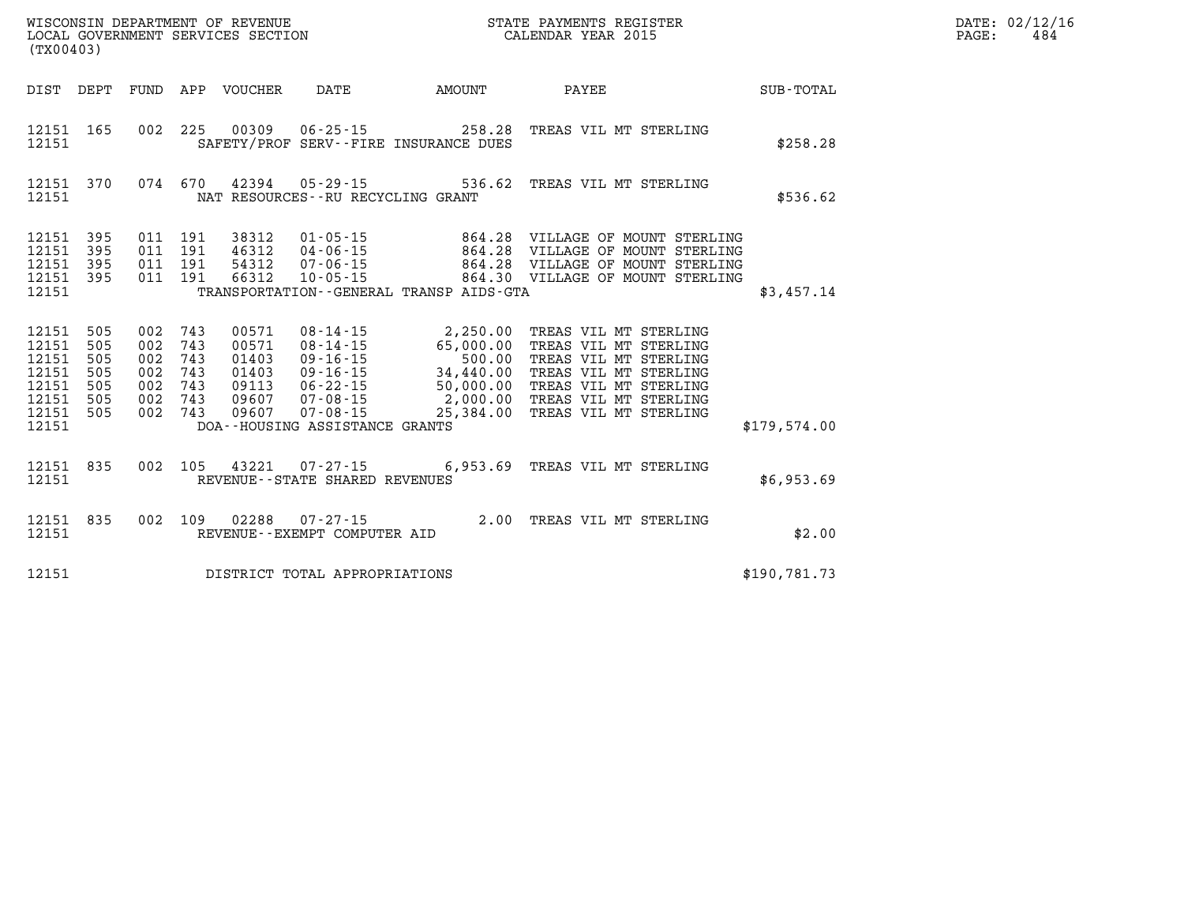WISCONSIN DEPARTMENT OF REVENUE
LOCAL GOVERNMENT SERVICES SECTION
(TX00403)

STATE PAYMENTS REGISTER
CALENDAR YEAR 2015

DATE: 02/12/16
PAGE: 484

| DIST | DEPT | FUND | APP | VOUCHER | DATE | AMOUNT | PAYEE | SUB-TOTAL |
|---|---|---|---|---|---|---|---|---|
| 12151 | 165 | 002 | 225 | 00309 | 06-25-15 | 258.28 | TREAS VIL MT STERLING | |
| 12151 | | | | | SAFETY/PROF SERV--FIRE INSURANCE DUES | | | $258.28 |
| 12151 | 370 | 074 | 670 | 42394 | 05-29-15 | 536.62 | TREAS VIL MT STERLING | |
| 12151 | | | | | NAT RESOURCES--RU RECYCLING GRANT | | | $536.62 |
| 12151 | 395 | 011 | 191 | 38312 | 01-05-15 | 864.28 | VILLAGE OF MOUNT STERLING | |
| 12151 | 395 | 011 | 191 | 46312 | 04-06-15 | 864.28 | VILLAGE OF MOUNT STERLING | |
| 12151 | 395 | 011 | 191 | 54312 | 07-06-15 | 864.28 | VILLAGE OF MOUNT STERLING | |
| 12151 | 395 | 011 | 191 | 66312 | 10-05-15 | 864.30 | VILLAGE OF MOUNT STERLING | |
| 12151 | | | | | TRANSPORTATION--GENERAL TRANSP AIDS-GTA | | | $3,457.14 |
| 12151 | 505 | 002 | 743 | 00571 | 08-14-15 | 2,250.00 | TREAS VIL MT STERLING | |
| 12151 | 505 | 002 | 743 | 00571 | 08-14-15 | 65,000.00 | TREAS VIL MT STERLING | |
| 12151 | 505 | 002 | 743 | 01403 | 09-16-15 | 500.00 | TREAS VIL MT STERLING | |
| 12151 | 505 | 002 | 743 | 01403 | 09-16-15 | 34,440.00 | TREAS VIL MT STERLING | |
| 12151 | 505 | 002 | 743 | 09113 | 06-22-15 | 50,000.00 | TREAS VIL MT STERLING | |
| 12151 | 505 | 002 | 743 | 09607 | 07-08-15 | 2,000.00 | TREAS VIL MT STERLING | |
| 12151 | 505 | 002 | 743 | 09607 | 07-08-15 | 25,384.00 | TREAS VIL MT STERLING | |
| 12151 | | | | | DOA--HOUSING ASSISTANCE GRANTS | | | $179,574.00 |
| 12151 | 835 | 002 | 105 | 43221 | 07-27-15 | 6,953.69 | TREAS VIL MT STERLING | |
| 12151 | | | | | REVENUE--STATE SHARED REVENUES | | | $6,953.69 |
| 12151 | 835 | 002 | 109 | 02288 | 07-27-15 | 2.00 | TREAS VIL MT STERLING | |
| 12151 | | | | | REVENUE--EXEMPT COMPUTER AID | | | $2.00 |
| 12151 | | | | | DISTRICT TOTAL APPROPRIATIONS | | | $190,781.73 |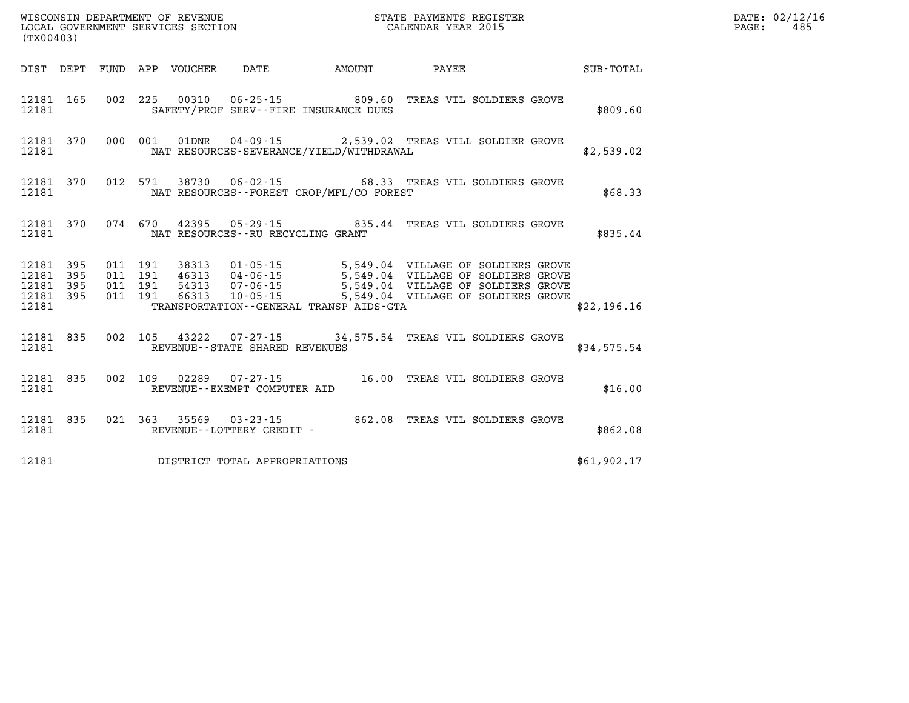WISCONSIN DEPARTMENT OF REVENUE
LOCAL GOVERNMENT SERVICES SECTION
(TX00403)

STATE PAYMENTS REGISTER
CALENDAR YEAR 2015

DATE: 02/12/16
PAGE: 485

| DIST | DEPT | FUND | APP | VOUCHER | DATE | AMOUNT | PAYEE | SUB-TOTAL |
|---|---|---|---|---|---|---|---|---|
| 12181 | 165 | 002 | 225 | 00310 | 06-25-15 | 809.60 | TREAS VIL SOLDIERS GROVE | |
| 12181 | | | | | SAFETY/PROF SERV--FIRE INSURANCE DUES | | | $809.60 |
| 12181 | 370 | 000 | 001 | 01DNR | 04-09-15 | 2,539.02 | TREAS VILL SOLDIER GROVE | |
| 12181 | | | | | NAT RESOURCES-SEVERANCE/YIELD/WITHDRAWAL | | | $2,539.02 |
| 12181 | 370 | 012 | 571 | 38730 | 06-02-15 | 68.33 | TREAS VIL SOLDIERS GROVE | |
| 12181 | | | | | NAT RESOURCES--FOREST CROP/MFL/CO FOREST | | | $68.33 |
| 12181 | 370 | 074 | 670 | 42395 | 05-29-15 | 835.44 | TREAS VIL SOLDIERS GROVE | |
| 12181 | | | | | NAT RESOURCES--RU RECYCLING GRANT | | | $835.44 |
| 12181 | 395 | 011 | 191 | 38313 | 01-05-15 | 5,549.04 | VILLAGE OF SOLDIERS GROVE | |
| 12181 | 395 | 011 | 191 | 46313 | 04-06-15 | 5,549.04 | VILLAGE OF SOLDIERS GROVE | |
| 12181 | 395 | 011 | 191 | 54313 | 07-06-15 | 5,549.04 | VILLAGE OF SOLDIERS GROVE | |
| 12181 | 395 | 011 | 191 | 66313 | 10-05-15 | 5,549.04 | VILLAGE OF SOLDIERS GROVE | |
| 12181 | | | | | TRANSPORTATION--GENERAL TRANSP AIDS-GTA | | | $22,196.16 |
| 12181 | 835 | 002 | 105 | 43222 | 07-27-15 | 34,575.54 | TREAS VIL SOLDIERS GROVE | |
| 12181 | | | | | REVENUE--STATE SHARED REVENUES | | | $34,575.54 |
| 12181 | 835 | 002 | 109 | 02289 | 07-27-15 | 16.00 | TREAS VIL SOLDIERS GROVE | |
| 12181 | | | | | REVENUE--EXEMPT COMPUTER AID | | | $16.00 |
| 12181 | 835 | 021 | 363 | 35569 | 03-23-15 | 862.08 | TREAS VIL SOLDIERS GROVE | |
| 12181 | | | | | REVENUE--LOTTERY CREDIT - | | | $862.08 |
| 12181 | | | | | DISTRICT TOTAL APPROPRIATIONS | | | $61,902.17 |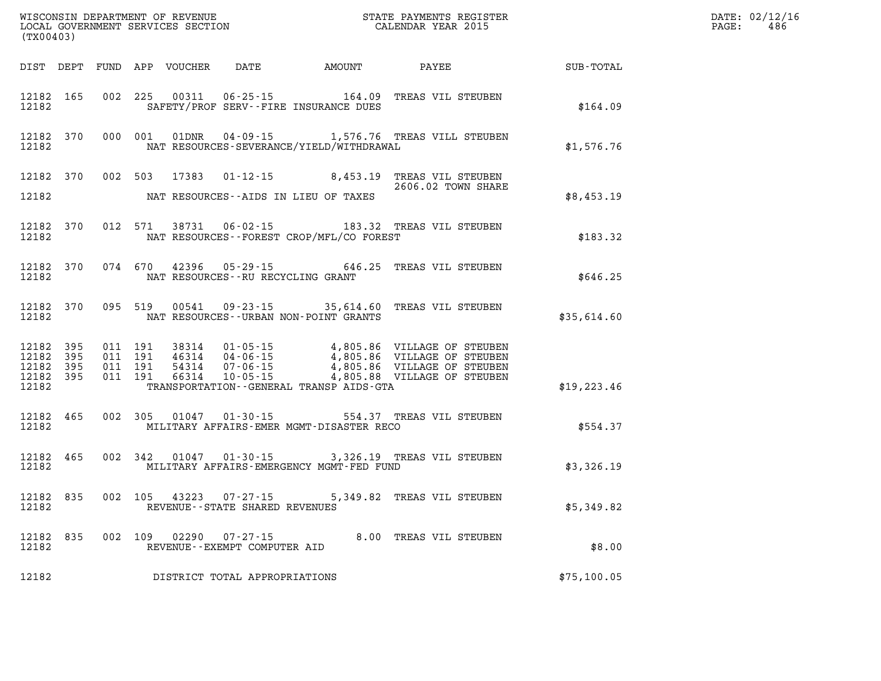WISCONSIN DEPARTMENT OF REVENUE
LOCAL GOVERNMENT SERVICES SECTION
(TX00403)

STATE PAYMENTS REGISTER
CALENDAR YEAR 2015

DATE: 02/12/16
PAGE: 486

| DIST | DEPT | FUND | APP | VOUCHER | DATE | AMOUNT | PAYEE | SUB-TOTAL |
|---|---|---|---|---|---|---|---|---|
| 12182 | 165 | 002 | 225 | 00311 | 06-25-15 | 164.09 | TREAS VIL STEUBEN | |
| 12182 | | | | | SAFETY/PROF SERV--FIRE INSURANCE DUES | | | $164.09 |
| 12182 | 370 | 000 | 001 | 01DNR | 04-09-15 | 1,576.76 | TREAS VILL STEUBEN | |
| 12182 | | | | | NAT RESOURCES-SEVERANCE/YIELD/WITHDRAWAL | | | $1,576.76 |
| 12182 | 370 | 002 | 503 | 17383 | 01-12-15 | 8,453.19 | TREAS VIL STEUBEN 2606.02 TOWN SHARE | |
| 12182 | | | | | NAT RESOURCES--AIDS IN LIEU OF TAXES | | | $8,453.19 |
| 12182 | 370 | 012 | 571 | 38731 | 06-02-15 | 183.32 | TREAS VIL STEUBEN | |
| 12182 | | | | | NAT RESOURCES--FOREST CROP/MFL/CO FOREST | | | $183.32 |
| 12182 | 370 | 074 | 670 | 42396 | 05-29-15 | 646.25 | TREAS VIL STEUBEN | |
| 12182 | | | | | NAT RESOURCES--RU RECYCLING GRANT | | | $646.25 |
| 12182 | 370 | 095 | 519 | 00541 | 09-23-15 | 35,614.60 | TREAS VIL STEUBEN | |
| 12182 | | | | | NAT RESOURCES--URBAN NON-POINT GRANTS | | | $35,614.60 |
| 12182 | 395 | 011 | 191 | 38314 | 01-05-15 | 4,805.86 | VILLAGE OF STEUBEN | |
| 12182 | 395 | 011 | 191 | 46314 | 04-06-15 | 4,805.86 | VILLAGE OF STEUBEN | |
| 12182 | 395 | 011 | 191 | 54314 | 07-06-15 | 4,805.86 | VILLAGE OF STEUBEN | |
| 12182 | 395 | 011 | 191 | 66314 | 10-05-15 | 4,805.88 | VILLAGE OF STEUBEN | |
| 12182 | | | | | TRANSPORTATION--GENERAL TRANSP AIDS-GTA | | | $19,223.46 |
| 12182 | 465 | 002 | 305 | 01047 | 01-30-15 | 554.37 | TREAS VIL STEUBEN | |
| 12182 | | | | | MILITARY AFFAIRS-EMER MGMT-DISASTER RECO | | | $554.37 |
| 12182 | 465 | 002 | 342 | 01047 | 01-30-15 | 3,326.19 | TREAS VIL STEUBEN | |
| 12182 | | | | | MILITARY AFFAIRS-EMERGENCY MGMT-FED FUND | | | $3,326.19 |
| 12182 | 835 | 002 | 105 | 43223 | 07-27-15 | 5,349.82 | TREAS VIL STEUBEN | |
| 12182 | | | | | REVENUE--STATE SHARED REVENUES | | | $5,349.82 |
| 12182 | 835 | 002 | 109 | 02290 | 07-27-15 | 8.00 | TREAS VIL STEUBEN | |
| 12182 | | | | | REVENUE--EXEMPT COMPUTER AID | | | $8.00 |
| 12182 | | | | | DISTRICT TOTAL APPROPRIATIONS | | | $75,100.05 |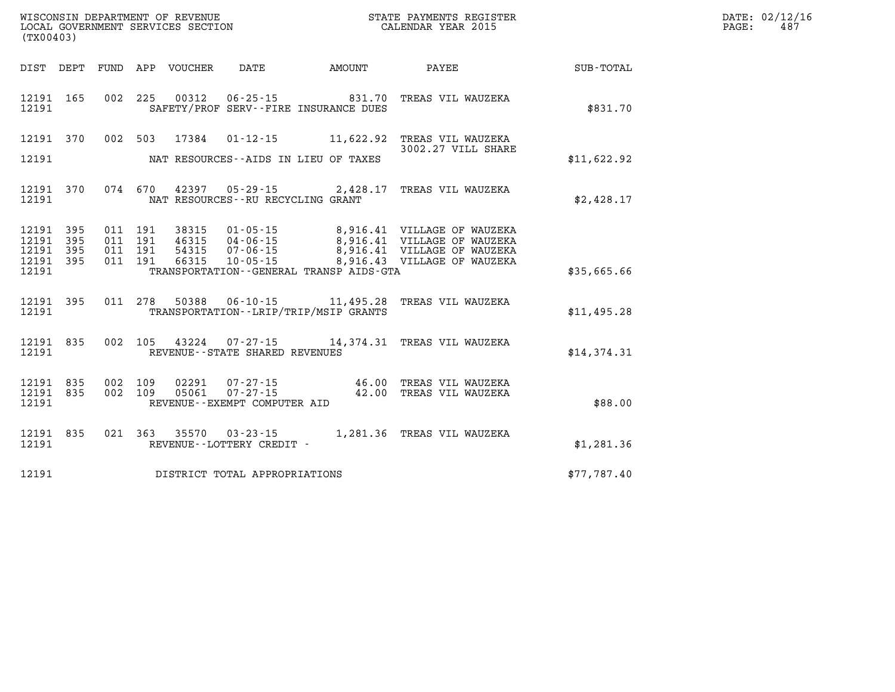WISCONSIN DEPARTMENT OF REVENUE
LOCAL GOVERNMENT SERVICES SECTION
(TX00403)

STATE PAYMENTS REGISTER
CALENDAR YEAR 2015

DATE: 02/12/16
PAGE: 487

| DIST | DEPT | FUND | APP | VOUCHER | DATE | AMOUNT | PAYEE | SUB-TOTAL |
|---|---|---|---|---|---|---|---|---|
| 12191 | 165 | 002 | 225 | 00312 | 06-25-15 | 831.70 | TREAS VIL WAUZEKA | |
| 12191 | | | | | SAFETY/PROF SERV--FIRE INSURANCE DUES | | | $831.70 |
| 12191 | 370 | 002 | 503 | 17384 | 01-12-15 | 11,622.92 | TREAS VIL WAUZEKA 3002.27 VILL SHARE | |
| 12191 | | | | | NAT RESOURCES--AIDS IN LIEU OF TAXES | | | $11,622.92 |
| 12191 | 370 | 074 | 670 | 42397 | 05-29-15 | 2,428.17 | TREAS VIL WAUZEKA | |
| 12191 | | | | | NAT RESOURCES--RU RECYCLING GRANT | | | $2,428.17 |
| 12191 | 395 | 011 | 191 | 38315 | 01-05-15 | 8,916.41 | VILLAGE OF WAUZEKA | |
| 12191 | 395 | 011 | 191 | 46315 | 04-06-15 | 8,916.41 | VILLAGE OF WAUZEKA | |
| 12191 | 395 | 011 | 191 | 54315 | 07-06-15 | 8,916.41 | VILLAGE OF WAUZEKA | |
| 12191 | 395 | 011 | 191 | 66315 | 10-05-15 | 8,916.43 | VILLAGE OF WAUZEKA | |
| 12191 | | | | | TRANSPORTATION--GENERAL TRANSP AIDS-GTA | | | $35,665.66 |
| 12191 | 395 | 011 | 278 | 50388 | 06-10-15 | 11,495.28 | TREAS VIL WAUZEKA | |
| 12191 | | | | | TRANSPORTATION--LRIP/TRIP/MSIP GRANTS | | | $11,495.28 |
| 12191 | 835 | 002 | 105 | 43224 | 07-27-15 | 14,374.31 | TREAS VIL WAUZEKA | |
| 12191 | | | | | REVENUE--STATE SHARED REVENUES | | | $14,374.31 |
| 12191 | 835 | 002 | 109 | 02291 | 07-27-15 | 46.00 | TREAS VIL WAUZEKA | |
| 12191 | 835 | 002 | 109 | 05061 | 07-27-15 | 42.00 | TREAS VIL WAUZEKA | |
| 12191 | | | | | REVENUE--EXEMPT COMPUTER AID | | | $88.00 |
| 12191 | 835 | 021 | 363 | 35570 | 03-23-15 | 1,281.36 | TREAS VIL WAUZEKA | |
| 12191 | | | | | REVENUE--LOTTERY CREDIT - | | | $1,281.36 |
| 12191 | | | | | DISTRICT TOTAL APPROPRIATIONS | | | $77,787.40 |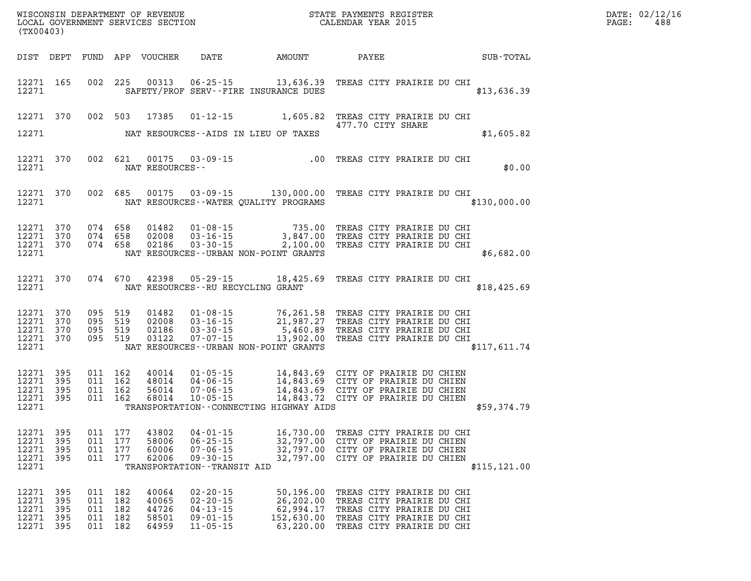WISCONSIN DEPARTMENT OF REVENUE
LOCAL GOVERNMENT SERVICES SECTION
(TX00403)

STATE PAYMENTS REGISTER
CALENDAR YEAR 2015

DATE: 02/12/16
PAGE: 488

| DIST | DEPT | FUND | APP | VOUCHER | DATE | AMOUNT | PAYEE | SUB-TOTAL |
|---|---|---|---|---|---|---|---|---|
| 12271 | 165 | 002 | 225 | 00313 | 06-25-15 | 13,636.39 | TREAS CITY PRAIRIE DU CHI | |
| 12271 | | | | | SAFETY/PROF SERV--FIRE INSURANCE DUES | | | $13,636.39 |
| 12271 | 370 | 002 | 503 | 17385 | 01-12-15 | 1,605.82 | TREAS CITY PRAIRIE DU CHI 477.70 CITY SHARE | |
| 12271 | | | | | NAT RESOURCES--AIDS IN LIEU OF TAXES | | | $1,605.82 |
| 12271 | 370 | 002 | 621 | 00175 | 03-09-15 | .00 | TREAS CITY PRAIRIE DU CHI | |
| 12271 | | | | | NAT RESOURCES-- | | | $0.00 |
| 12271 | 370 | 002 | 685 | 00175 | 03-09-15 | 130,000.00 | TREAS CITY PRAIRIE DU CHI | |
| 12271 | | | | | NAT RESOURCES--WATER QUALITY PROGRAMS | | | $130,000.00 |
| 12271 | 370 | 074 | 658 | 01482 | 01-08-15 | 735.00 | TREAS CITY PRAIRIE DU CHI | |
| 12271 | 370 | 074 | 658 | 02008 | 03-16-15 | 3,847.00 | TREAS CITY PRAIRIE DU CHI | |
| 12271 | 370 | 074 | 658 | 02186 | 03-30-15 | 2,100.00 | TREAS CITY PRAIRIE DU CHI | |
| 12271 | | | | | NAT RESOURCES--URBAN NON-POINT GRANTS | | | $6,682.00 |
| 12271 | 370 | 074 | 670 | 42398 | 05-29-15 | 18,425.69 | TREAS CITY PRAIRIE DU CHI | |
| 12271 | | | | | NAT RESOURCES--RU RECYCLING GRANT | | | $18,425.69 |
| 12271 | 370 | 095 | 519 | 01482 | 01-08-15 | 76,261.58 | TREAS CITY PRAIRIE DU CHI | |
| 12271 | 370 | 095 | 519 | 02008 | 03-16-15 | 21,987.27 | TREAS CITY PRAIRIE DU CHI | |
| 12271 | 370 | 095 | 519 | 02186 | 03-30-15 | 5,460.89 | TREAS CITY PRAIRIE DU CHI | |
| 12271 | 370 | 095 | 519 | 03122 | 07-07-15 | 13,902.00 | TREAS CITY PRAIRIE DU CHI | |
| 12271 | | | | | NAT RESOURCES--URBAN NON-POINT GRANTS | | | $117,611.74 |
| 12271 | 395 | 011 | 162 | 40014 | 01-05-15 | 14,843.69 | CITY OF PRAIRIE DU CHIEN | |
| 12271 | 395 | 011 | 162 | 48014 | 04-06-15 | 14,843.69 | CITY OF PRAIRIE DU CHIEN | |
| 12271 | 395 | 011 | 162 | 56014 | 07-06-15 | 14,843.69 | CITY OF PRAIRIE DU CHIEN | |
| 12271 | 395 | 011 | 162 | 68014 | 10-05-15 | 14,843.72 | CITY OF PRAIRIE DU CHIEN | |
| 12271 | | | | | TRANSPORTATION--CONNECTING HIGHWAY AIDS | | | $59,374.79 |
| 12271 | 395 | 011 | 177 | 43802 | 04-01-15 | 16,730.00 | TREAS CITY PRAIRIE DU CHI | |
| 12271 | 395 | 011 | 177 | 58006 | 06-25-15 | 32,797.00 | CITY OF PRAIRIE DU CHIEN | |
| 12271 | 395 | 011 | 177 | 60006 | 07-06-15 | 32,797.00 | CITY OF PRAIRIE DU CHIEN | |
| 12271 | 395 | 011 | 177 | 62006 | 09-30-15 | 32,797.00 | CITY OF PRAIRIE DU CHIEN | |
| 12271 | | | | | TRANSPORTATION--TRANSIT AID | | | $115,121.00 |
| 12271 | 395 | 011 | 182 | 40064 | 02-20-15 | 50,196.00 | TREAS CITY PRAIRIE DU CHI | |
| 12271 | 395 | 011 | 182 | 40065 | 02-20-15 | 26,202.00 | TREAS CITY PRAIRIE DU CHI | |
| 12271 | 395 | 011 | 182 | 44726 | 04-13-15 | 62,994.17 | TREAS CITY PRAIRIE DU CHI | |
| 12271 | 395 | 011 | 182 | 58501 | 09-01-15 | 152,630.00 | TREAS CITY PRAIRIE DU CHI | |
| 12271 | 395 | 011 | 182 | 64959 | 11-05-15 | 63,220.00 | TREAS CITY PRAIRIE DU CHI | |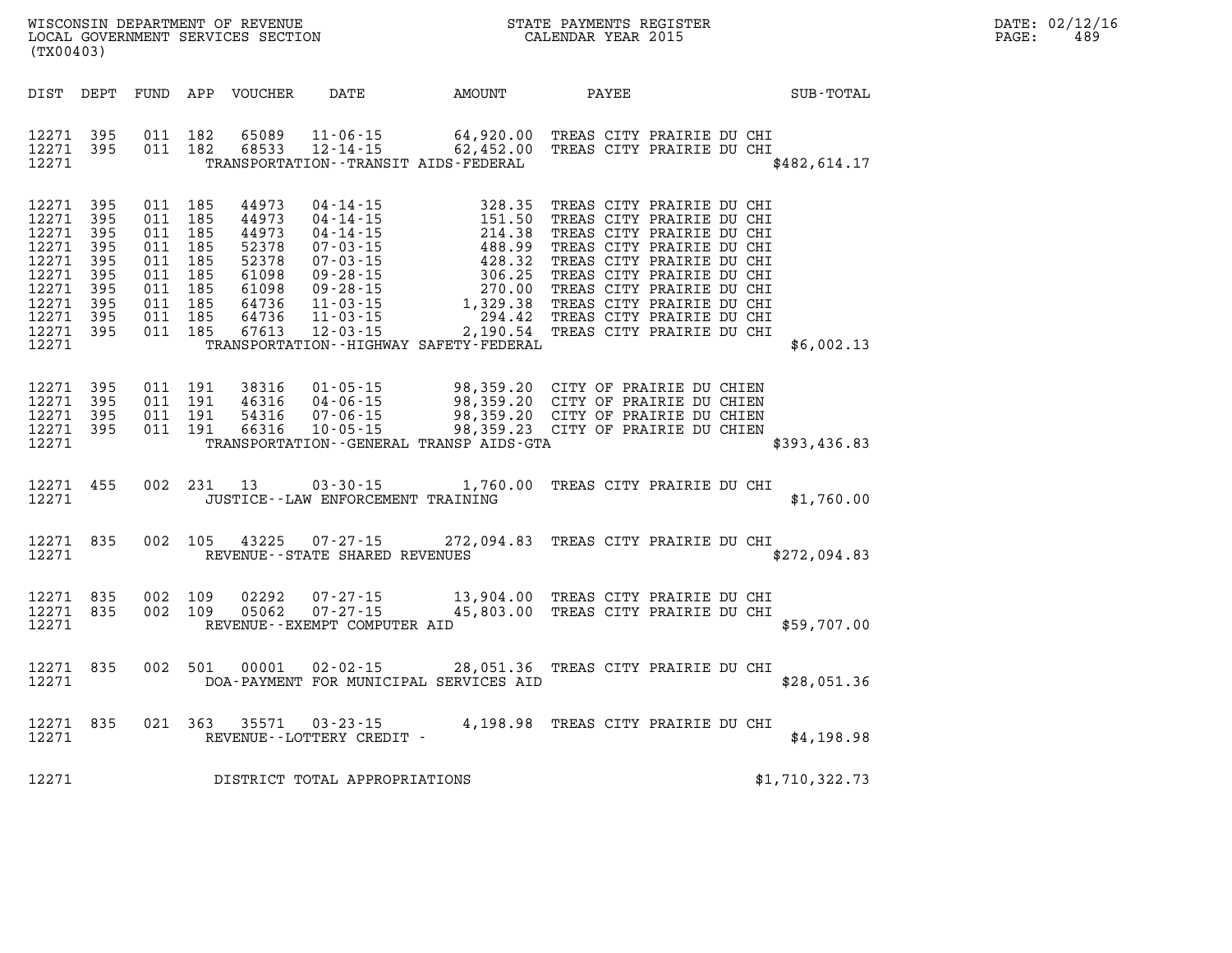WISCONSIN DEPARTMENT OF REVENUE
LOCAL GOVERNMENT SERVICES SECTION
(TX00403)

STATE PAYMENTS REGISTER
CALENDAR YEAR 2015

DATE: 02/12/16

| DIST | DEPT | FUND | APP | VOUCHER | DATE | AMOUNT | PAYEE | SUB-TOTAL |
|---|---|---|---|---|---|---|---|---|
| 12271 | 395 | 011 | 182 | 65089 | 11-06-15 | 64,920.00 | TREAS CITY PRAIRIE DU CHI | |
| 12271 | 395 | 011 | 182 | 68533 | 12-14-15 | 62,452.00 | TREAS CITY PRAIRIE DU CHI | |
| 12271 | | | | | TRANSPORTATION--TRANSIT AIDS-FEDERAL | | | $482,614.17 |
| 12271 | 395 | 011 | 185 | 44973 | 04-14-15 | 328.35 | TREAS CITY PRAIRIE DU CHI | |
| 12271 | 395 | 011 | 185 | 44973 | 04-14-15 | 151.50 | TREAS CITY PRAIRIE DU CHI | |
| 12271 | 395 | 011 | 185 | 44973 | 04-14-15 | 214.38 | TREAS CITY PRAIRIE DU CHI | |
| 12271 | 395 | 011 | 185 | 52378 | 07-03-15 | 488.99 | TREAS CITY PRAIRIE DU CHI | |
| 12271 | 395 | 011 | 185 | 52378 | 07-03-15 | 428.32 | TREAS CITY PRAIRIE DU CHI | |
| 12271 | 395 | 011 | 185 | 61098 | 09-28-15 | 306.25 | TREAS CITY PRAIRIE DU CHI | |
| 12271 | 395 | 011 | 185 | 61098 | 09-28-15 | 270.00 | TREAS CITY PRAIRIE DU CHI | |
| 12271 | 395 | 011 | 185 | 64736 | 11-03-15 | 1,329.38 | TREAS CITY PRAIRIE DU CHI | |
| 12271 | 395 | 011 | 185 | 64736 | 11-03-15 | 294.42 | TREAS CITY PRAIRIE DU CHI | |
| 12271 | 395 | 011 | 185 | 67613 | 12-03-15 | 2,190.54 | TREAS CITY PRAIRIE DU CHI | |
| 12271 | | | | | TRANSPORTATION--HIGHWAY SAFETY-FEDERAL | | | $6,002.13 |
| 12271 | 395 | 011 | 191 | 38316 | 01-05-15 | 98,359.20 | CITY OF PRAIRIE DU CHIEN | |
| 12271 | 395 | 011 | 191 | 46316 | 04-06-15 | 98,359.20 | CITY OF PRAIRIE DU CHIEN | |
| 12271 | 395 | 011 | 191 | 54316 | 07-06-15 | 98,359.20 | CITY OF PRAIRIE DU CHIEN | |
| 12271 | 395 | 011 | 191 | 66316 | 10-05-15 | 98,359.23 | CITY OF PRAIRIE DU CHIEN | |
| 12271 | | | | | TRANSPORTATION--GENERAL TRANSP AIDS-GTA | | | $393,436.83 |
| 12271 | 455 | 002 | 231 | 13 | 03-30-15 | 1,760.00 | TREAS CITY PRAIRIE DU CHI | |
| 12271 | | | | | JUSTICE--LAW ENFORCEMENT TRAINING | | | $1,760.00 |
| 12271 | 835 | 002 | 105 | 43225 | 07-27-15 | 272,094.83 | TREAS CITY PRAIRIE DU CHI | |
| 12271 | | | | | REVENUE--STATE SHARED REVENUES | | | $272,094.83 |
| 12271 | 835 | 002 | 109 | 02292 | 07-27-15 | 13,904.00 | TREAS CITY PRAIRIE DU CHI | |
| 12271 | 835 | 002 | 109 | 05062 | 07-27-15 | 45,803.00 | TREAS CITY PRAIRIE DU CHI | |
| 12271 | | | | | REVENUE--EXEMPT COMPUTER AID | | | $59,707.00 |
| 12271 | 835 | 002 | 501 | 00001 | 02-02-15 | 28,051.36 | TREAS CITY PRAIRIE DU CHI | |
| 12271 | | | | | DOA-PAYMENT FOR MUNICIPAL SERVICES AID | | | $28,051.36 |
| 12271 | 835 | 021 | 363 | 35571 | 03-23-15 | 4,198.98 | TREAS CITY PRAIRIE DU CHI | |
| 12271 | | | | | REVENUE--LOTTERY CREDIT - | | | $4,198.98 |
| 12271 | | | | | DISTRICT TOTAL APPROPRIATIONS | | | $1,710,322.73 |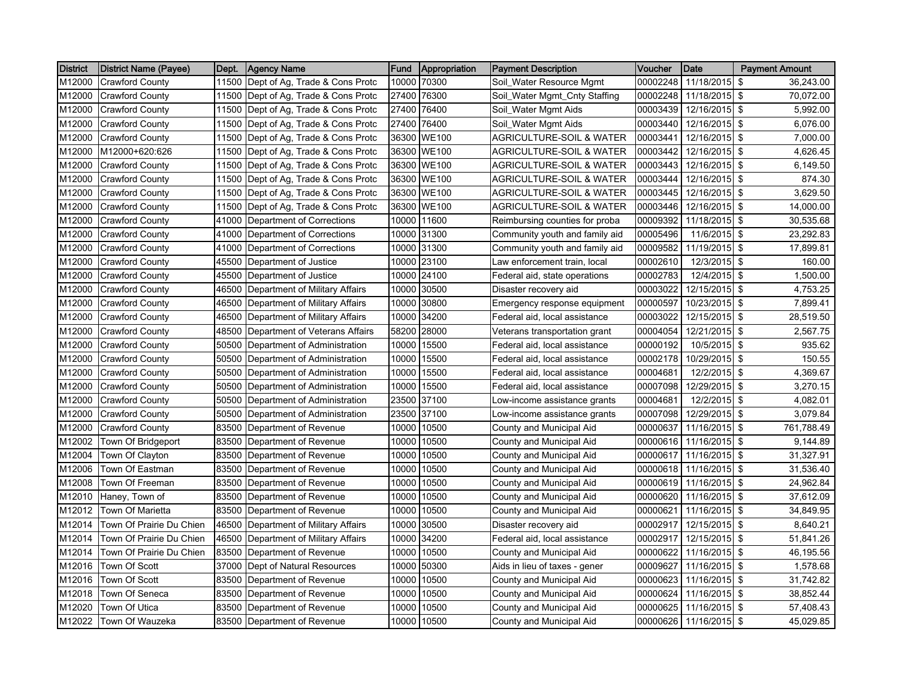| District | District Name (Payee) | Dept. | Agency Name | Fund | Appropriation | Payment Description | Voucher | Date | Payment Amount |
|---|---|---|---|---|---|---|---|---|---|
| M12000 | Crawford County | 11500 | Dept of Ag, Trade & Cons Protc | 10000 | 70300 | Soil_Water Resource Mgmt | 00002248 | 11/18/2015 | $ 36,243.00 |
| M12000 | Crawford County | 11500 | Dept of Ag, Trade & Cons Protc | 27400 | 76300 | Soil_Water Mgmt_Cnty Staffing | 00002248 | 11/18/2015 | $ 70,072.00 |
| M12000 | Crawford County | 11500 | Dept of Ag, Trade & Cons Protc | 27400 | 76400 | Soil_Water Mgmt Aids | 00003439 | 12/16/2015 | $ 5,992.00 |
| M12000 | Crawford County | 11500 | Dept of Ag, Trade & Cons Protc | 27400 | 76400 | Soil_Water Mgmt Aids | 00003440 | 12/16/2015 | $ 6,076.00 |
| M12000 | Crawford County | 11500 | Dept of Ag, Trade & Cons Protc | 36300 | WE100 | AGRICULTURE-SOIL & WATER | 00003441 | 12/16/2015 | $ 7,000.00 |
| M12000 | M12000+620:626 | 11500 | Dept of Ag, Trade & Cons Protc | 36300 | WE100 | AGRICULTURE-SOIL & WATER | 00003442 | 12/16/2015 | $ 4,626.45 |
| M12000 | Crawford County | 11500 | Dept of Ag, Trade & Cons Protc | 36300 | WE100 | AGRICULTURE-SOIL & WATER | 00003443 | 12/16/2015 | $ 6,149.50 |
| M12000 | Crawford County | 11500 | Dept of Ag, Trade & Cons Protc | 36300 | WE100 | AGRICULTURE-SOIL & WATER | 00003444 | 12/16/2015 | $ 874.30 |
| M12000 | Crawford County | 11500 | Dept of Ag, Trade & Cons Protc | 36300 | WE100 | AGRICULTURE-SOIL & WATER | 00003445 | 12/16/2015 | $ 3,629.50 |
| M12000 | Crawford County | 11500 | Dept of Ag, Trade & Cons Protc | 36300 | WE100 | AGRICULTURE-SOIL & WATER | 00003446 | 12/16/2015 | $ 14,000.00 |
| M12000 | Crawford County | 41000 | Department of Corrections | 10000 | 11600 | Reimbursing counties for proba | 00009392 | 11/18/2015 | $ 30,535.68 |
| M12000 | Crawford County | 41000 | Department of Corrections | 10000 | 31300 | Community youth and family aid | 00005496 | 11/6/2015 | $ 23,292.83 |
| M12000 | Crawford County | 41000 | Department of Corrections | 10000 | 31300 | Community youth and family aid | 00009582 | 11/19/2015 | $ 17,899.81 |
| M12000 | Crawford County | 45500 | Department of Justice | 10000 | 23100 | Law enforcement train, local | 00002610 | 12/3/2015 | $ 160.00 |
| M12000 | Crawford County | 45500 | Department of Justice | 10000 | 24100 | Federal aid, state operations | 00002783 | 12/4/2015 | $ 1,500.00 |
| M12000 | Crawford County | 46500 | Department of Military Affairs | 10000 | 30500 | Disaster recovery aid | 00003022 | 12/15/2015 | $ 4,753.25 |
| M12000 | Crawford County | 46500 | Department of Military Affairs | 10000 | 30800 | Emergency response equipment | 00000597 | 10/23/2015 | $ 7,899.41 |
| M12000 | Crawford County | 46500 | Department of Military Affairs | 10000 | 34200 | Federal aid, local assistance | 00003022 | 12/15/2015 | $ 28,519.50 |
| M12000 | Crawford County | 48500 | Department of Veterans Affairs | 58200 | 28000 | Veterans transportation grant | 00004054 | 12/21/2015 | $ 2,567.75 |
| M12000 | Crawford County | 50500 | Department of Administration | 10000 | 15500 | Federal aid, local assistance | 00000192 | 10/5/2015 | $ 935.62 |
| M12000 | Crawford County | 50500 | Department of Administration | 10000 | 15500 | Federal aid, local assistance | 00002178 | 10/29/2015 | $ 150.55 |
| M12000 | Crawford County | 50500 | Department of Administration | 10000 | 15500 | Federal aid, local assistance | 00004681 | 12/2/2015 | $ 4,369.67 |
| M12000 | Crawford County | 50500 | Department of Administration | 10000 | 15500 | Federal aid, local assistance | 00007098 | 12/29/2015 | $ 3,270.15 |
| M12000 | Crawford County | 50500 | Department of Administration | 23500 | 37100 | Low-income assistance grants | 00004681 | 12/2/2015 | $ 4,082.01 |
| M12000 | Crawford County | 50500 | Department of Administration | 23500 | 37100 | Low-income assistance grants | 00007098 | 12/29/2015 | $ 3,079.84 |
| M12000 | Crawford County | 83500 | Department of Revenue | 10000 | 10500 | County and Municipal Aid | 00000637 | 11/16/2015 | $ 761,788.49 |
| M12002 | Town Of Bridgeport | 83500 | Department of Revenue | 10000 | 10500 | County and Municipal Aid | 00000616 | 11/16/2015 | $ 9,144.89 |
| M12004 | Town Of Clayton | 83500 | Department of Revenue | 10000 | 10500 | County and Municipal Aid | 00000617 | 11/16/2015 | $ 31,327.91 |
| M12006 | Town Of Eastman | 83500 | Department of Revenue | 10000 | 10500 | County and Municipal Aid | 00000618 | 11/16/2015 | $ 31,536.40 |
| M12008 | Town Of Freeman | 83500 | Department of Revenue | 10000 | 10500 | County and Municipal Aid | 00000619 | 11/16/2015 | $ 24,962.84 |
| M12010 | Haney, Town of | 83500 | Department of Revenue | 10000 | 10500 | County and Municipal Aid | 00000620 | 11/16/2015 | $ 37,612.09 |
| M12012 | Town Of Marietta | 83500 | Department of Revenue | 10000 | 10500 | County and Municipal Aid | 00000621 | 11/16/2015 | $ 34,849.95 |
| M12014 | Town Of Prairie Du Chien | 46500 | Department of Military Affairs | 10000 | 30500 | Disaster recovery aid | 00002917 | 12/15/2015 | $ 8,640.21 |
| M12014 | Town Of Prairie Du Chien | 46500 | Department of Military Affairs | 10000 | 34200 | Federal aid, local assistance | 00002917 | 12/15/2015 | $ 51,841.26 |
| M12014 | Town Of Prairie Du Chien | 83500 | Department of Revenue | 10000 | 10500 | County and Municipal Aid | 00000622 | 11/16/2015 | $ 46,195.56 |
| M12016 | Town Of Scott | 37000 | Dept of Natural Resources | 10000 | 50300 | Aids in lieu of taxes - gener | 00009627 | 11/16/2015 | $ 1,578.68 |
| M12016 | Town Of Scott | 83500 | Department of Revenue | 10000 | 10500 | County and Municipal Aid | 00000623 | 11/16/2015 | $ 31,742.82 |
| M12018 | Town Of Seneca | 83500 | Department of Revenue | 10000 | 10500 | County and Municipal Aid | 00000624 | 11/16/2015 | $ 38,852.44 |
| M12020 | Town Of Utica | 83500 | Department of Revenue | 10000 | 10500 | County and Municipal Aid | 00000625 | 11/16/2015 | $ 57,408.43 |
| M12022 | Town Of Wauzeka | 83500 | Department of Revenue | 10000 | 10500 | County and Municipal Aid | 00000626 | 11/16/2015 | $ 45,029.85 |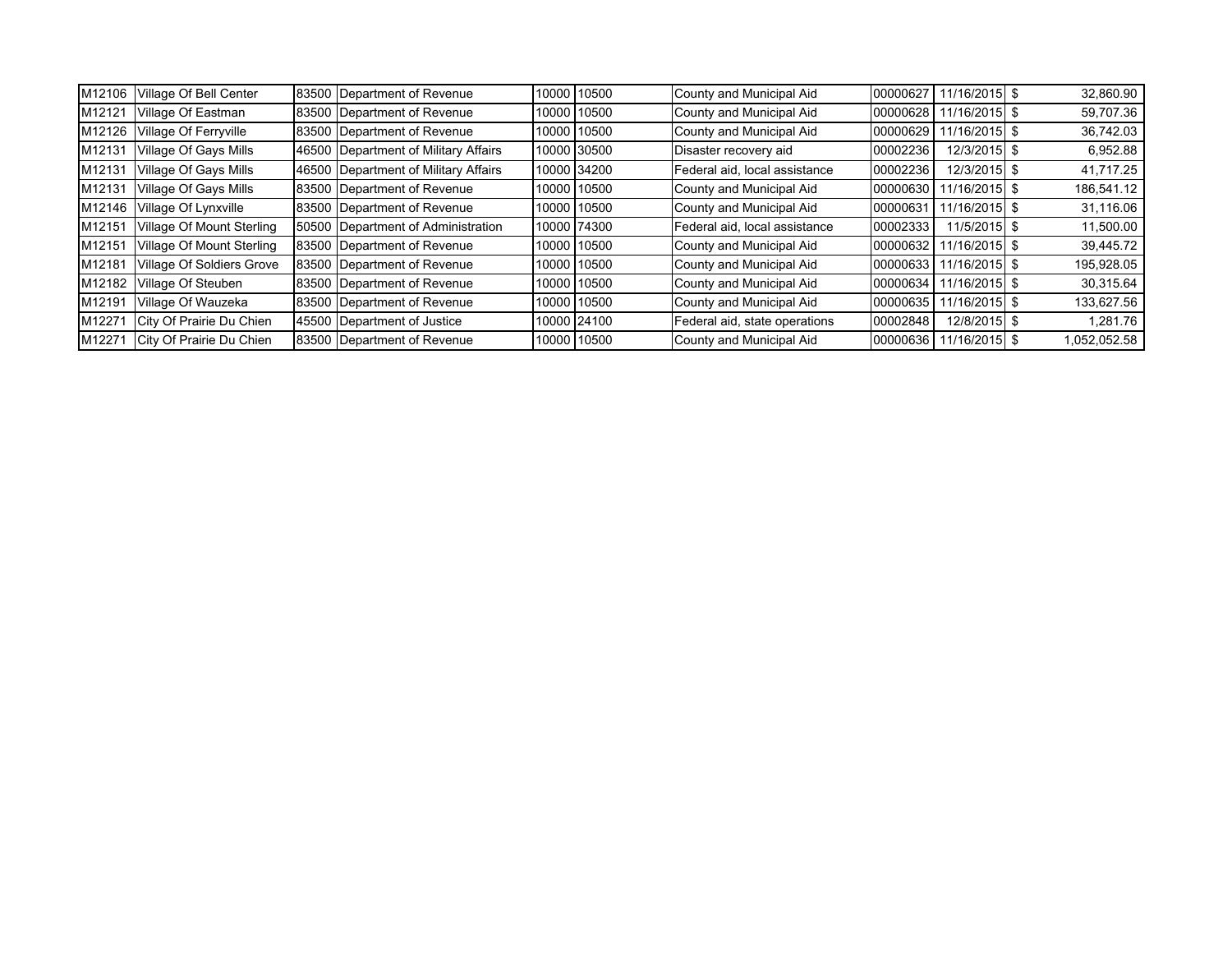| | | | | | | | | | | |
|---|---|---|---|---|---|---|---|---|---|---|
| M12106 | Village Of Bell Center | 83500 | Department of Revenue | 10000 | 10500 | County and Municipal Aid | 00000627 | 11/16/2015 | $ | 32,860.90 |
| M12121 | Village Of Eastman | 83500 | Department of Revenue | 10000 | 10500 | County and Municipal Aid | 00000628 | 11/16/2015 | $ | 59,707.36 |
| M12126 | Village Of Ferryville | 83500 | Department of Revenue | 10000 | 10500 | County and Municipal Aid | 00000629 | 11/16/2015 | $ | 36,742.03 |
| M12131 | Village Of Gays Mills | 46500 | Department of Military Affairs | 10000 | 30500 | Disaster recovery aid | 00002236 | 12/3/2015 | $ | 6,952.88 |
| M12131 | Village Of Gays Mills | 46500 | Department of Military Affairs | 10000 | 34200 | Federal aid, local assistance | 00002236 | 12/3/2015 | $ | 41,717.25 |
| M12131 | Village Of Gays Mills | 83500 | Department of Revenue | 10000 | 10500 | County and Municipal Aid | 00000630 | 11/16/2015 | $ | 186,541.12 |
| M12146 | Village Of Lynxville | 83500 | Department of Revenue | 10000 | 10500 | County and Municipal Aid | 00000631 | 11/16/2015 | $ | 31,116.06 |
| M12151 | Village Of Mount Sterling | 50500 | Department of Administration | 10000 | 74300 | Federal aid, local assistance | 00002333 | 11/5/2015 | $ | 11,500.00 |
| M12151 | Village Of Mount Sterling | 83500 | Department of Revenue | 10000 | 10500 | County and Municipal Aid | 00000632 | 11/16/2015 | $ | 39,445.72 |
| M12181 | Village Of Soldiers Grove | 83500 | Department of Revenue | 10000 | 10500 | County and Municipal Aid | 00000633 | 11/16/2015 | $ | 195,928.05 |
| M12182 | Village Of Steuben | 83500 | Department of Revenue | 10000 | 10500 | County and Municipal Aid | 00000634 | 11/16/2015 | $ | 30,315.64 |
| M12191 | Village Of Wauzeka | 83500 | Department of Revenue | 10000 | 10500 | County and Municipal Aid | 00000635 | 11/16/2015 | $ | 133,627.56 |
| M12271 | City Of Prairie Du Chien | 45500 | Department of Justice | 10000 | 24100 | Federal aid, state operations | 00002848 | 12/8/2015 | $ | 1,281.76 |
| M12271 | City Of Prairie Du Chien | 83500 | Department of Revenue | 10000 | 10500 | County and Municipal Aid | 00000636 | 11/16/2015 | $ | 1,052,052.58 |